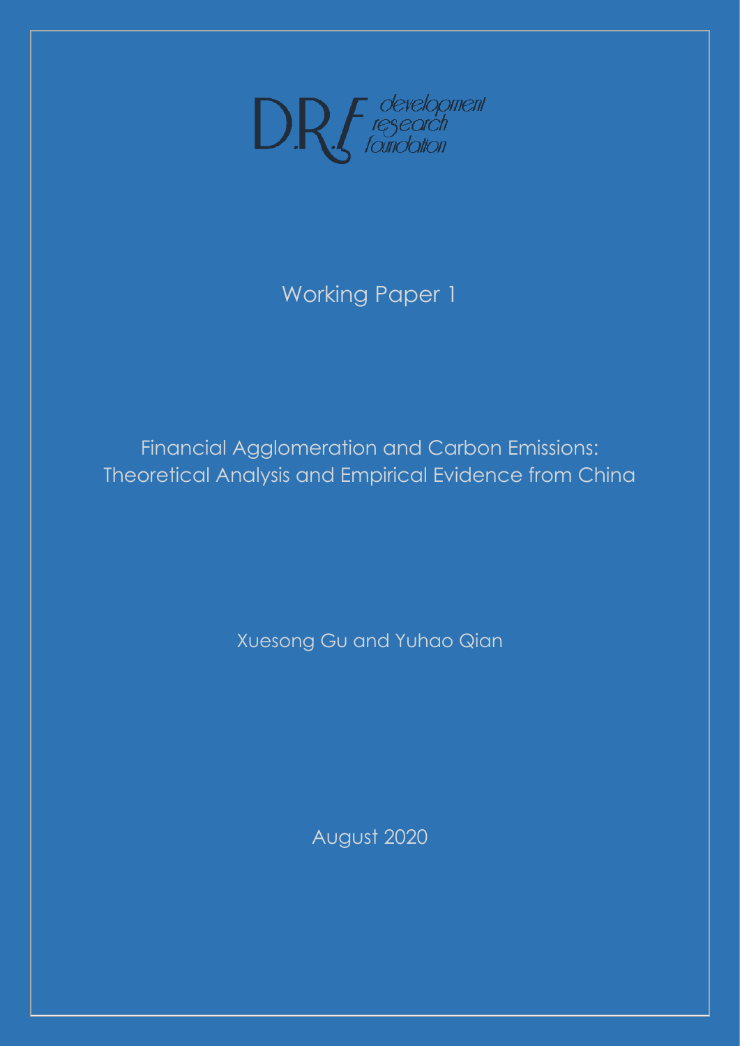DRF development research foundation

Working Paper 1

# Financial Agglomeration and Carbon Emissions: Theoretical Analysis and Empirical Evidence from China

Xuesong Gu and Yuhao Qian

August 2020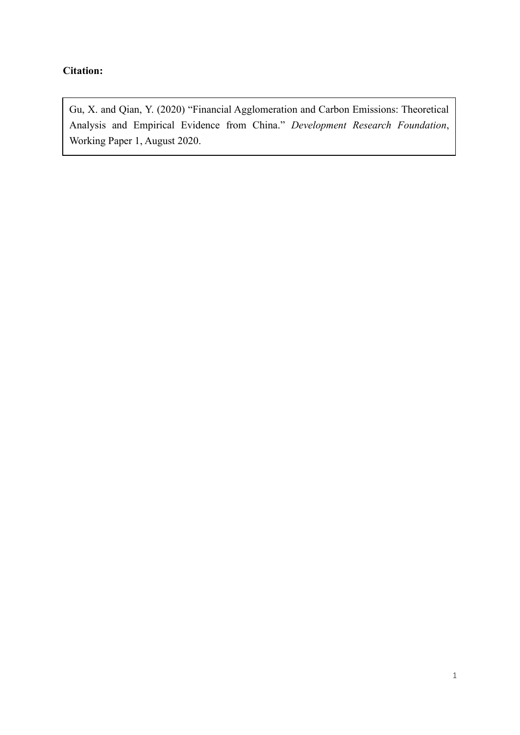**Citation:**

Gu, X. and Qian, Y. (2020) "Financial Agglomeration and Carbon Emissions: Theoretical Analysis and Empirical Evidence from China." *Development Research Foundation*, Working Paper 1, August 2020.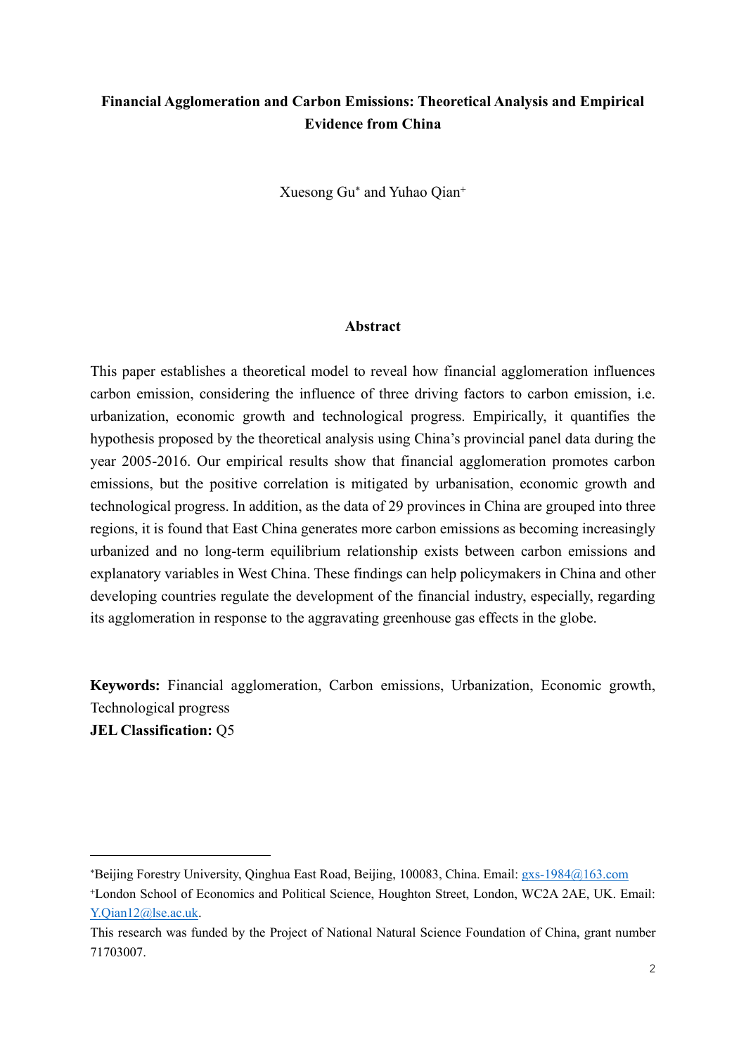**Financial Agglomeration and Carbon Emissions: Theoretical Analysis and Empirical Evidence from China**

Xuesong Gu* and Yuhao Qian+

**Abstract**

This paper establishes a theoretical model to reveal how financial agglomeration influences carbon emission, considering the influence of three driving factors to carbon emission, i.e. urbanization, economic growth and technological progress. Empirically, it quantifies the hypothesis proposed by the theoretical analysis using China's provincial panel data during the year 2005-2016. Our empirical results show that financial agglomeration promotes carbon emissions, but the positive correlation is mitigated by urbanisation, economic growth and technological progress. In addition, as the data of 29 provinces in China are grouped into three regions, it is found that East China generates more carbon emissions as becoming increasingly urbanized and no long-term equilibrium relationship exists between carbon emissions and explanatory variables in West China. These findings can help policymakers in China and other developing countries regulate the development of the financial industry, especially, regarding its agglomeration in response to the aggravating greenhouse gas effects in the globe.

**Keywords:** Financial agglomeration, Carbon emissions, Urbanization, Economic growth, Technological progress

**JEL Classification:** Q5

---

*Beijing Forestry University, Qinghua East Road, Beijing, 100083, China. Email: gxs-1984@163.com

+London School of Economics and Political Science, Houghton Street, London, WC2A 2AE, UK. Email: Y.Qian12@lse.ac.uk.

This research was funded by the Project of National Natural Science Foundation of China, grant number 71703007.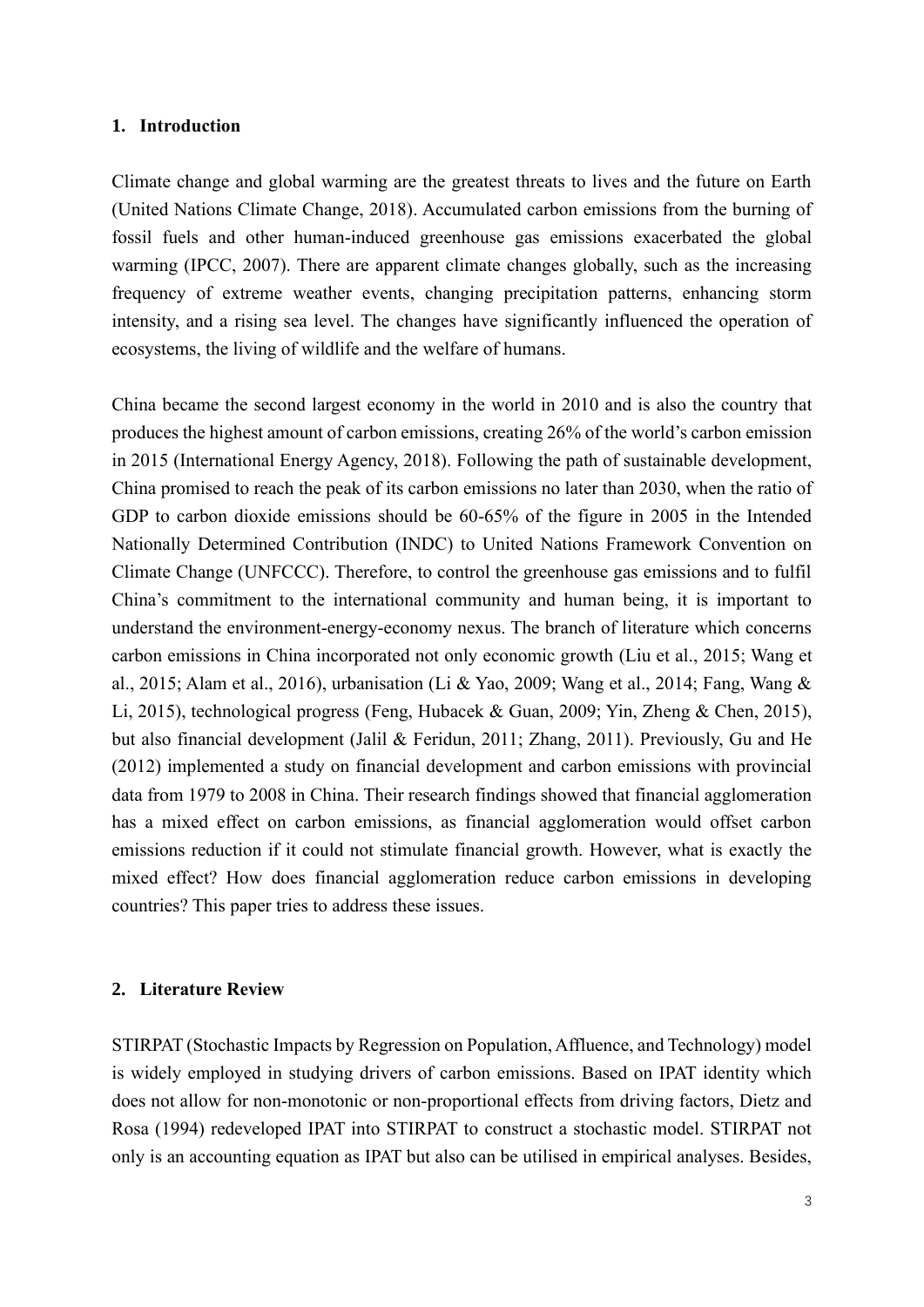## 1. Introduction

Climate change and global warming are the greatest threats to lives and the future on Earth (United Nations Climate Change, 2018). Accumulated carbon emissions from the burning of fossil fuels and other human-induced greenhouse gas emissions exacerbated the global warming (IPCC, 2007). There are apparent climate changes globally, such as the increasing frequency of extreme weather events, changing precipitation patterns, enhancing storm intensity, and a rising sea level. The changes have significantly influenced the operation of ecosystems, the living of wildlife and the welfare of humans.

China became the second largest economy in the world in 2010 and is also the country that produces the highest amount of carbon emissions, creating 26% of the world's carbon emission in 2015 (International Energy Agency, 2018). Following the path of sustainable development, China promised to reach the peak of its carbon emissions no later than 2030, when the ratio of GDP to carbon dioxide emissions should be 60-65% of the figure in 2005 in the Intended Nationally Determined Contribution (INDC) to United Nations Framework Convention on Climate Change (UNFCCC). Therefore, to control the greenhouse gas emissions and to fulfil China's commitment to the international community and human being, it is important to understand the environment-energy-economy nexus. The branch of literature which concerns carbon emissions in China incorporated not only economic growth (Liu et al., 2015; Wang et al., 2015; Alam et al., 2016), urbanisation (Li & Yao, 2009; Wang et al., 2014; Fang, Wang & Li, 2015), technological progress (Feng, Hubacek & Guan, 2009; Yin, Zheng & Chen, 2015), but also financial development (Jalil & Feridun, 2011; Zhang, 2011). Previously, Gu and He (2012) implemented a study on financial development and carbon emissions with provincial data from 1979 to 2008 in China. Their research findings showed that financial agglomeration has a mixed effect on carbon emissions, as financial agglomeration would offset carbon emissions reduction if it could not stimulate financial growth. However, what is exactly the mixed effect? How does financial agglomeration reduce carbon emissions in developing countries? This paper tries to address these issues.

## 2. Literature Review

STIRPAT (Stochastic Impacts by Regression on Population, Affluence, and Technology) model is widely employed in studying drivers of carbon emissions. Based on IPAT identity which does not allow for non-monotonic or non-proportional effects from driving factors, Dietz and Rosa (1994) redeveloped IPAT into STIRPAT to construct a stochastic model. STIRPAT not only is an accounting equation as IPAT but also can be utilised in empirical analyses. Besides,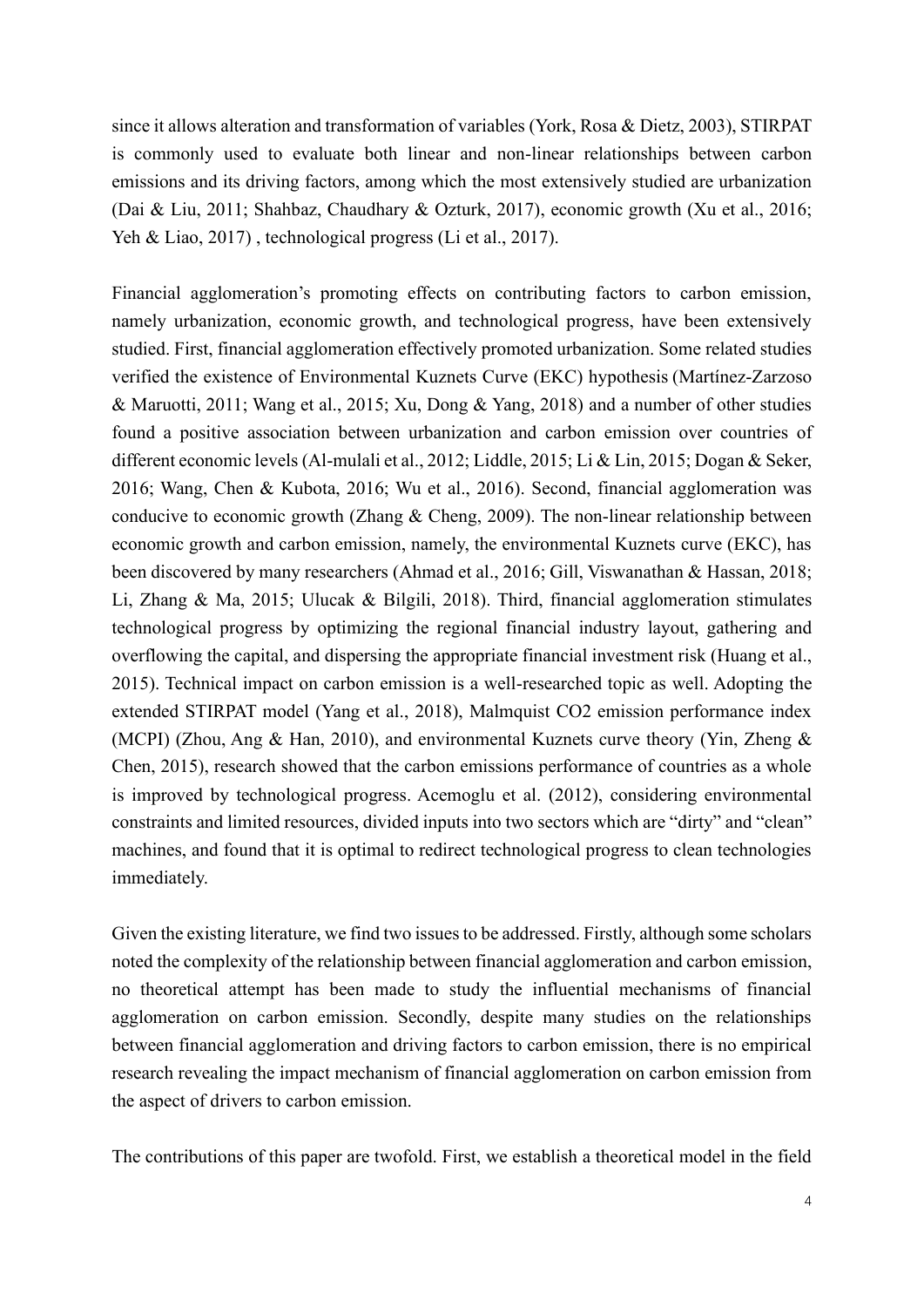since it allows alteration and transformation of variables (York, Rosa & Dietz, 2003), STIRPAT is commonly used to evaluate both linear and non-linear relationships between carbon emissions and its driving factors, among which the most extensively studied are urbanization (Dai & Liu, 2011; Shahbaz, Chaudhary & Ozturk, 2017), economic growth (Xu et al., 2016; Yeh & Liao, 2017) , technological progress (Li et al., 2017).

Financial agglomeration's promoting effects on contributing factors to carbon emission, namely urbanization, economic growth, and technological progress, have been extensively studied. First, financial agglomeration effectively promoted urbanization. Some related studies verified the existence of Environmental Kuznets Curve (EKC) hypothesis (Martínez-Zarzoso & Maruotti, 2011; Wang et al., 2015; Xu, Dong & Yang, 2018) and a number of other studies found a positive association between urbanization and carbon emission over countries of different economic levels (Al-mulali et al., 2012; Liddle, 2015; Li & Lin, 2015; Dogan & Seker, 2016; Wang, Chen & Kubota, 2016; Wu et al., 2016). Second, financial agglomeration was conducive to economic growth (Zhang & Cheng, 2009). The non-linear relationship between economic growth and carbon emission, namely, the environmental Kuznets curve (EKC), has been discovered by many researchers (Ahmad et al., 2016; Gill, Viswanathan & Hassan, 2018; Li, Zhang & Ma, 2015; Ulucak & Bilgili, 2018). Third, financial agglomeration stimulates technological progress by optimizing the regional financial industry layout, gathering and overflowing the capital, and dispersing the appropriate financial investment risk (Huang et al., 2015). Technical impact on carbon emission is a well-researched topic as well. Adopting the extended STIRPAT model (Yang et al., 2018), Malmquist $CO_2$ emission performance index (MCPI) (Zhou, Ang & Han, 2010), and environmental Kuznets curve theory (Yin, Zheng & Chen, 2015), research showed that the carbon emissions performance of countries as a whole is improved by technological progress. Acemoglu et al. (2012), considering environmental constraints and limited resources, divided inputs into two sectors which are "dirty" and "clean" machines, and found that it is optimal to redirect technological progress to clean technologies immediately.

Given the existing literature, we find two issues to be addressed. Firstly, although some scholars noted the complexity of the relationship between financial agglomeration and carbon emission, no theoretical attempt has been made to study the influential mechanisms of financial agglomeration on carbon emission. Secondly, despite many studies on the relationships between financial agglomeration and driving factors to carbon emission, there is no empirical research revealing the impact mechanism of financial agglomeration on carbon emission from the aspect of drivers to carbon emission.

The contributions of this paper are twofold. First, we establish a theoretical model in the field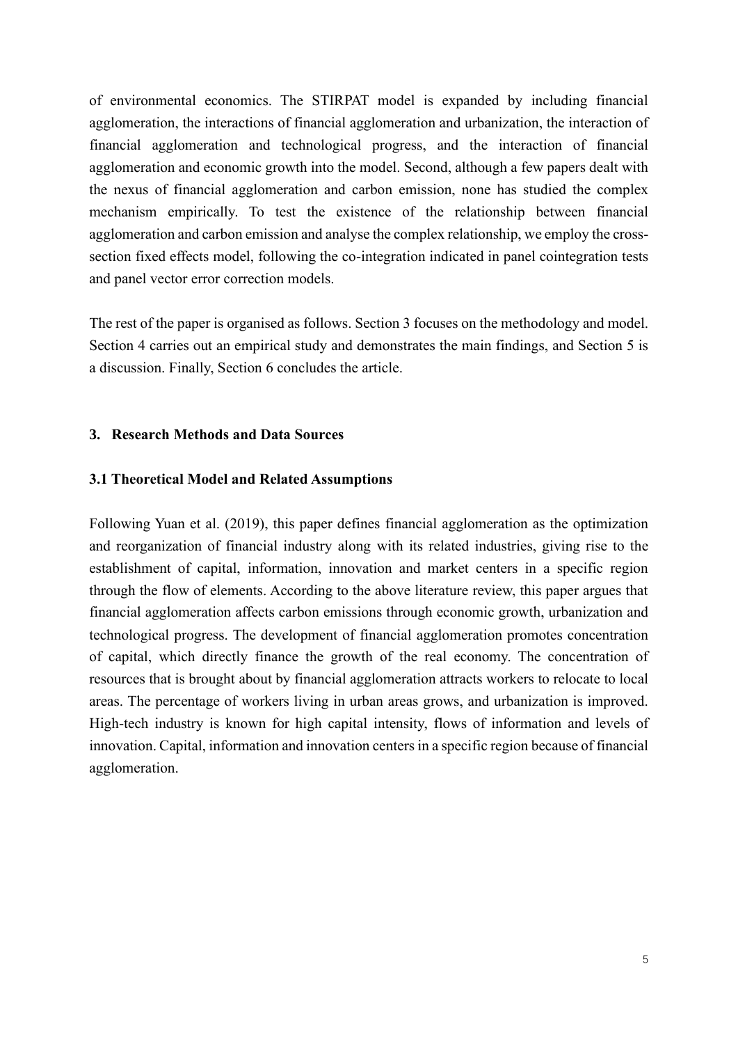of environmental economics. The STIRPAT model is expanded by including financial agglomeration, the interactions of financial agglomeration and urbanization, the interaction of financial agglomeration and technological progress, and the interaction of financial agglomeration and economic growth into the model. Second, although a few papers dealt with the nexus of financial agglomeration and carbon emission, none has studied the complex mechanism empirically. To test the existence of the relationship between financial agglomeration and carbon emission and analyse the complex relationship, we employ the cross-section fixed effects model, following the co-integration indicated in panel cointegration tests and panel vector error correction models.

The rest of the paper is organised as follows. Section 3 focuses on the methodology and model. Section 4 carries out an empirical study and demonstrates the main findings, and Section 5 is a discussion. Finally, Section 6 concludes the article.

## 3. Research Methods and Data Sources

### 3.1 Theoretical Model and Related Assumptions

Following Yuan et al. (2019), this paper defines financial agglomeration as the optimization and reorganization of financial industry along with its related industries, giving rise to the establishment of capital, information, innovation and market centers in a specific region through the flow of elements. According to the above literature review, this paper argues that financial agglomeration affects carbon emissions through economic growth, urbanization and technological progress. The development of financial agglomeration promotes concentration of capital, which directly finance the growth of the real economy. The concentration of resources that is brought about by financial agglomeration attracts workers to relocate to local areas. The percentage of workers living in urban areas grows, and urbanization is improved. High-tech industry is known for high capital intensity, flows of information and levels of innovation. Capital, information and innovation centers in a specific region because of financial agglomeration.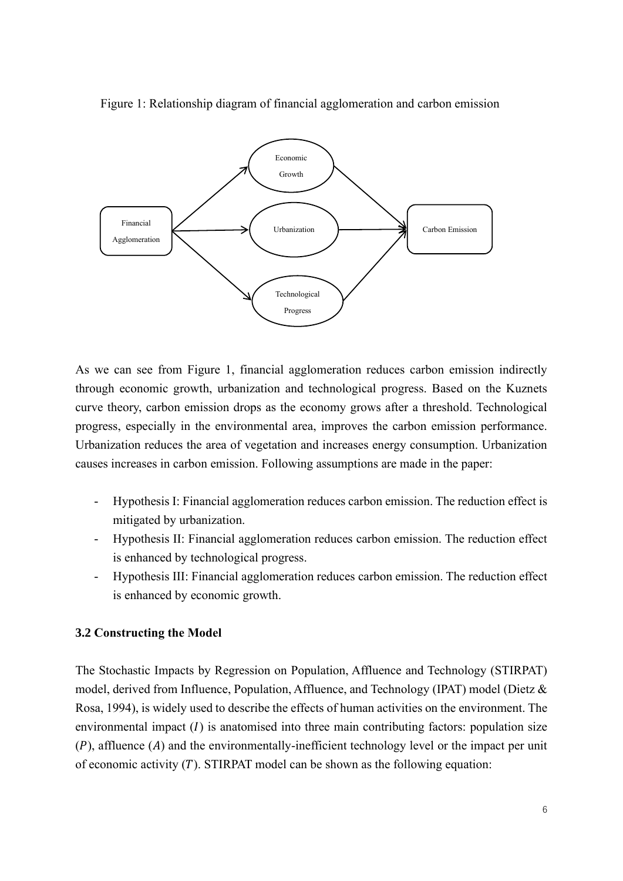Figure 1: Relationship diagram of financial agglomeration and carbon emission

As we can see from Figure 1, financial agglomeration reduces carbon emission indirectly through economic growth, urbanization and technological progress. Based on the Kuznets curve theory, carbon emission drops as the economy grows after a threshold. Technological progress, especially in the environmental area, improves the carbon emission performance. Urbanization reduces the area of vegetation and increases energy consumption. Urbanization causes increases in carbon emission. Following assumptions are made in the paper:

- Hypothesis I: Financial agglomeration reduces carbon emission. The reduction effect is mitigated by urbanization.
- Hypothesis II: Financial agglomeration reduces carbon emission. The reduction effect is enhanced by technological progress.
- Hypothesis III: Financial agglomeration reduces carbon emission. The reduction effect is enhanced by economic growth.

### 3.2 Constructing the Model

The Stochastic Impacts by Regression on Population, Affluence and Technology (STIRPAT) model, derived from Influence, Population, Affluence, and Technology (IPAT) model (Dietz & Rosa, 1994), is widely used to describe the effects of human activities on the environment. The environmental impact ($I$) is anatomised into three main contributing factors: population size ($P$), affluence ($A$) and the environmentally-inefficient technology level or the impact per unit of economic activity ($T$). STIRPAT model can be shown as the following equation: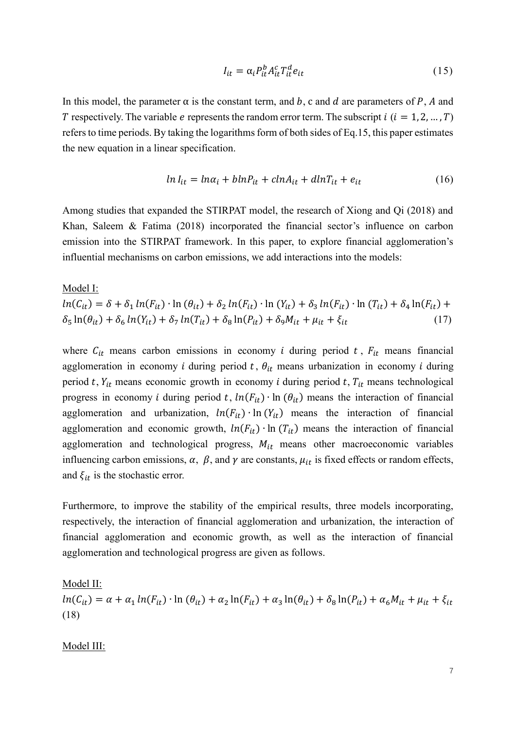$$I_{it} = \alpha_i P_{it}^b A_{it}^c T_{it}^d e_{it} \tag{15}$$

In this model, the parameter $\alpha$ is the constant term, and $b$, c and $d$ are parameters of $P$, $A$ and $T$ respectively. The variable $e$ represents the random error term. The subscript $i$ $(i = 1, 2, \ldots, T)$ refers to time periods. By taking the logarithms form of both sides of Eq.15, this paper estimates the new equation in a linear specification.

$$ln\, I_{it} = ln\alpha_i + blnP_{it} + clnA_{it} + dlnT_{it} + e_{it} \tag{16}$$

Among studies that expanded the STIRPAT model, the research of Xiong and Qi (2018) and Khan, Saleem & Fatima (2018) incorporated the financial sector's influence on carbon emission into the STIRPAT framework. In this paper, to explore financial agglomeration's influential mechanisms on carbon emissions, we add interactions into the models:

Model I:

$$ln(C_{it}) = \delta + \delta_1\, ln(F_{it}) \cdot \ln(\theta_{it}) + \delta_2\, ln(F_{it}) \cdot \ln(Y_{it}) + \delta_3\, ln(F_{it}) \cdot \ln(T_{it}) + \delta_4 \ln(F_{it}) + \delta_5 \ln(\theta_{it}) + \delta_6\, ln(Y_{it}) + \delta_7\, ln(T_{it}) + \delta_8 \ln(P_{it}) + \delta_9 M_{it} + \mu_{it} + \xi_{it} \tag{17}$$

where $C_{it}$ means carbon emissions in economy $i$ during period $t$, $F_{it}$ means financial agglomeration in economy $i$ during period $t$, $\theta_{it}$ means urbanization in economy $i$ during period $t$, $Y_{it}$ means economic growth in economy $i$ during period $t$, $T_{it}$ means technological progress in economy $i$ during period $t$, $ln(F_{it}) \cdot \ln(\theta_{it})$ means the interaction of financial agglomeration and urbanization, $ln(F_{it}) \cdot \ln(Y_{it})$ means the interaction of financial agglomeration and economic growth, $ln(F_{it}) \cdot \ln(T_{it})$ means the interaction of financial agglomeration and technological progress, $M_{it}$ means other macroeconomic variables influencing carbon emissions, $\alpha$, $\beta$, and $\gamma$ are constants, $\mu_{it}$ is fixed effects or random effects, and $\xi_{it}$ is the stochastic error.

Furthermore, to improve the stability of the empirical results, three models incorporating, respectively, the interaction of financial agglomeration and urbanization, the interaction of financial agglomeration and economic growth, as well as the interaction of financial agglomeration and technological progress are given as follows.

Model II:

$$ln(C_{it}) = \alpha + \alpha_1\, ln(F_{it}) \cdot \ln(\theta_{it}) + \alpha_2 \ln(F_{it}) + \alpha_3 \ln(\theta_{it}) + \delta_8 \ln(P_{it}) + \alpha_6 M_{it} + \mu_{it} + \xi_{it}$$
(18)

Model III: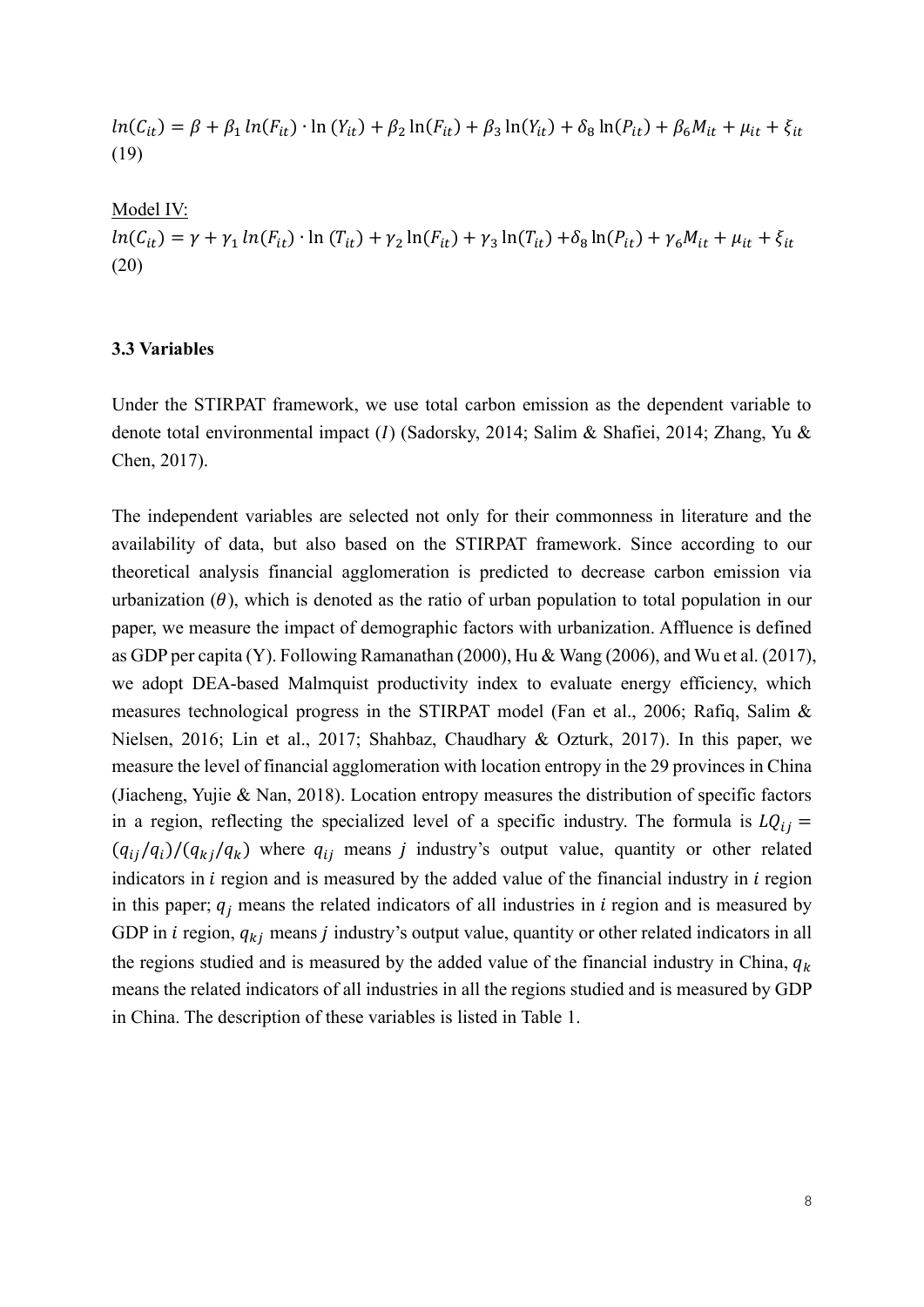$$ln(C_{it}) = \beta + \beta_1 \, ln(F_{it}) \cdot \ln(Y_{it}) + \beta_2 \ln(F_{it}) + \beta_3 \ln(Y_{it}) + \delta_8 \ln(P_{it}) + \beta_6 M_{it} + \mu_{it} + \xi_{it}$$
(19)

Model IV:

$$ln(C_{it}) = \gamma + \gamma_1 \, ln(F_{it}) \cdot \ln(T_{it}) + \gamma_2 \ln(F_{it}) + \gamma_3 \ln(T_{it}) + \delta_8 \ln(P_{it}) + \gamma_6 M_{it} + \mu_{it} + \xi_{it}$$
(20)

### 3.3 Variables

Under the STIRPAT framework, we use total carbon emission as the dependent variable to denote total environmental impact ($I$) (Sadorsky, 2014; Salim & Shafiei, 2014; Zhang, Yu & Chen, 2017).

The independent variables are selected not only for their commonness in literature and the availability of data, but also based on the STIRPAT framework. Since according to our theoretical analysis financial agglomeration is predicted to decrease carbon emission via urbanization ($\theta$), which is denoted as the ratio of urban population to total population in our paper, we measure the impact of demographic factors with urbanization. Affluence is defined as GDP per capita (Y). Following Ramanathan (2000), Hu & Wang (2006), and Wu et al. (2017), we adopt DEA-based Malmquist productivity index to evaluate energy efficiency, which measures technological progress in the STIRPAT model (Fan et al., 2006; Rafiq, Salim & Nielsen, 2016; Lin et al., 2017; Shahbaz, Chaudhary & Ozturk, 2017). In this paper, we measure the level of financial agglomeration with location entropy in the 29 provinces in China (Jiacheng, Yujie & Nan, 2018). Location entropy measures the distribution of specific factors in a region, reflecting the specialized level of a specific industry. The formula is $LQ_{ij} = (q_{ij}/q_i)/(q_{kj}/q_k)$ where $q_{ij}$ means $j$ industry's output value, quantity or other related indicators in $i$ region and is measured by the added value of the financial industry in $i$ region in this paper; $q_j$ means the related indicators of all industries in $i$ region and is measured by GDP in $i$ region, $q_{kj}$ means $j$ industry's output value, quantity or other related indicators in all the regions studied and is measured by the added value of the financial industry in China, $q_k$ means the related indicators of all industries in all the regions studied and is measured by GDP in China. The description of these variables is listed in Table 1.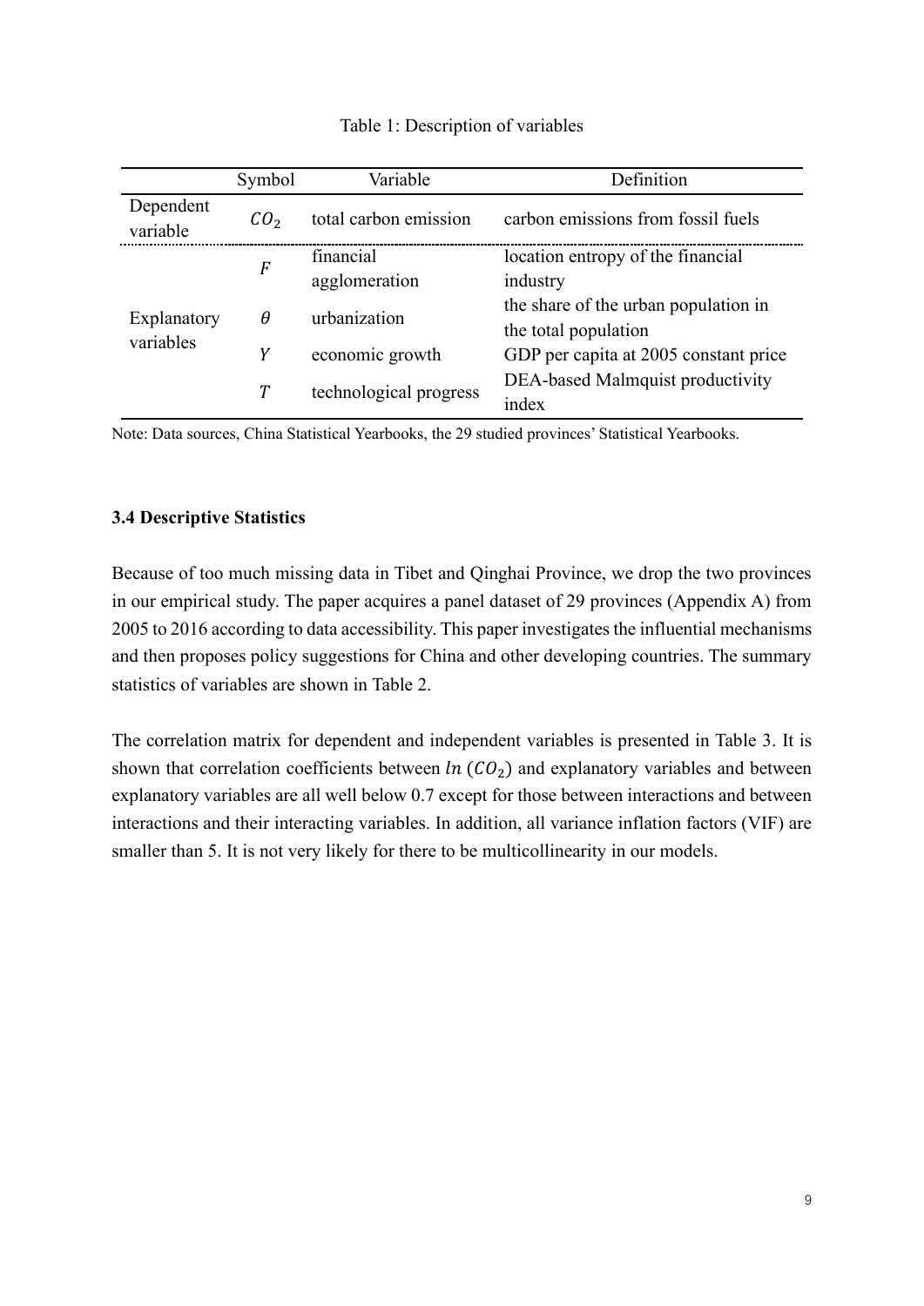Table 1: Description of variables

| | Symbol | Variable | Definition |
|---|---|---|---|
| Dependent variable | $CO_2$ | total carbon emission | carbon emissions from fossil fuels |
| Explanatory variables | $F$ | financial agglomeration | location entropy of the financial industry |
| | $\theta$ | urbanization | the share of the urban population in the total population |
| | $Y$ | economic growth | GDP per capita at 2005 constant price |
| | $T$ | technological progress | DEA-based Malmquist productivity index |

Note: Data sources, China Statistical Yearbooks, the 29 studied provinces' Statistical Yearbooks.

### 3.4 Descriptive Statistics

Because of too much missing data in Tibet and Qinghai Province, we drop the two provinces in our empirical study. The paper acquires a panel dataset of 29 provinces (Appendix A) from 2005 to 2016 according to data accessibility. This paper investigates the influential mechanisms and then proposes policy suggestions for China and other developing countries. The summary statistics of variables are shown in Table 2.

The correlation matrix for dependent and independent variables is presented in Table 3. It is shown that correlation coefficients between $ln\,(CO_2)$ and explanatory variables and between explanatory variables are all well below 0.7 except for those between interactions and between interactions and their interacting variables. In addition, all variance inflation factors (VIF) are smaller than 5. It is not very likely for there to be multicollinearity in our models.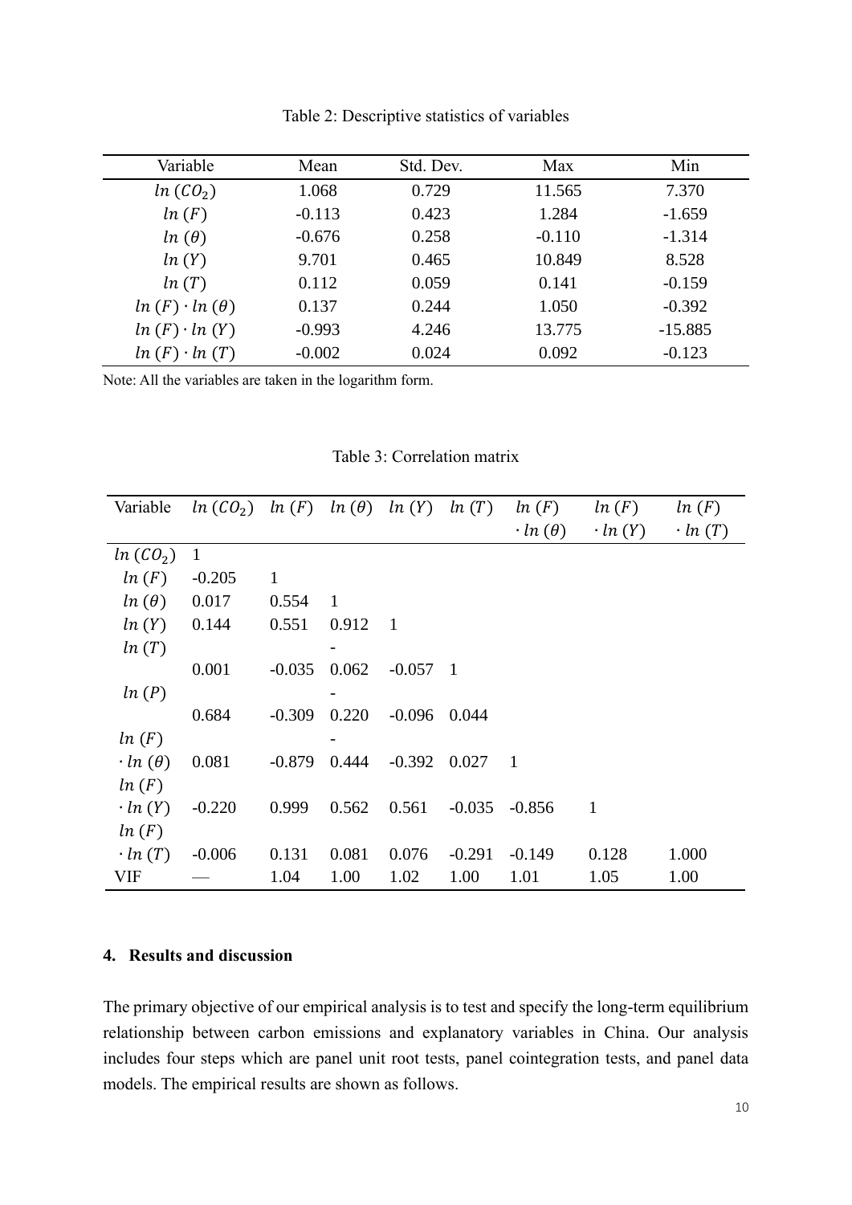Table 2: Descriptive statistics of variables

| Variable | Mean | Std. Dev. | Max | Min |
|---|---|---|---|---|
| $ln\,(CO_2)$ | 1.068 | 0.729 | 11.565 | 7.370 |
| $ln\,(F)$ | -0.113 | 0.423 | 1.284 | -1.659 |
| $ln\,(\theta)$ | -0.676 | 0.258 | -0.110 | -1.314 |
| $ln\,(Y)$ | 9.701 | 0.465 | 10.849 | 8.528 |
| $ln\,(T)$ | 0.112 | 0.059 | 0.141 | -0.159 |
| $ln\,(F) \cdot ln\,(\theta)$ | 0.137 | 0.244 | 1.050 | -0.392 |
| $ln\,(F) \cdot ln\,(Y)$ | -0.993 | 4.246 | 13.775 | -15.885 |
| $ln\,(F) \cdot ln\,(T)$ | -0.002 | 0.024 | 0.092 | -0.123 |

Note: All the variables are taken in the logarithm form.

Table 3: Correlation matrix

| Variable | $ln\,(CO_2)$ | $ln\,(F)$ | $ln\,(\theta)$ | $ln\,(Y)$ | $ln\,(T)$ | $ln\,(F) \cdot ln\,(\theta)$ | $ln\,(F) \cdot ln\,(Y)$ | $ln\,(F) \cdot ln\,(T)$ |
|---|---|---|---|---|---|---|---|---|
| $ln\,(CO_2)$ | 1 | | | | | | | |
| $ln\,(F)$ | -0.205 | 1 | | | | | | |
| $ln\,(\theta)$ | 0.017 | 0.554 | 1 | | | | | |
| $ln\,(Y)$ | 0.144 | 0.551 | 0.912 | 1 | | | | |
| $ln\,(T)$ | 0.001 | -0.035 | -0.062 | -0.057 | 1 | | | |
| $ln\,(P)$ | 0.684 | -0.309 | -0.220 | -0.096 | 0.044 | | | |
| $ln\,(F) \cdot ln\,(\theta)$ | 0.081 | -0.879 | -0.444 | -0.392 | 0.027 | 1 | | |
| $ln\,(F) \cdot ln\,(Y)$ | -0.220 | 0.999 | 0.562 | 0.561 | -0.035 | -0.856 | 1 | |
| $ln\,(F) \cdot ln\,(T)$ | -0.006 | 0.131 | 0.081 | 0.076 | -0.291 | -0.149 | 0.128 | 1.000 |
| VIF | — | 1.04 | 1.00 | 1.02 | 1.00 | 1.01 | 1.05 | 1.00 |

## 4. Results and discussion

The primary objective of our empirical analysis is to test and specify the long-term equilibrium relationship between carbon emissions and explanatory variables in China. Our analysis includes four steps which are panel unit root tests, panel cointegration tests, and panel data models. The empirical results are shown as follows.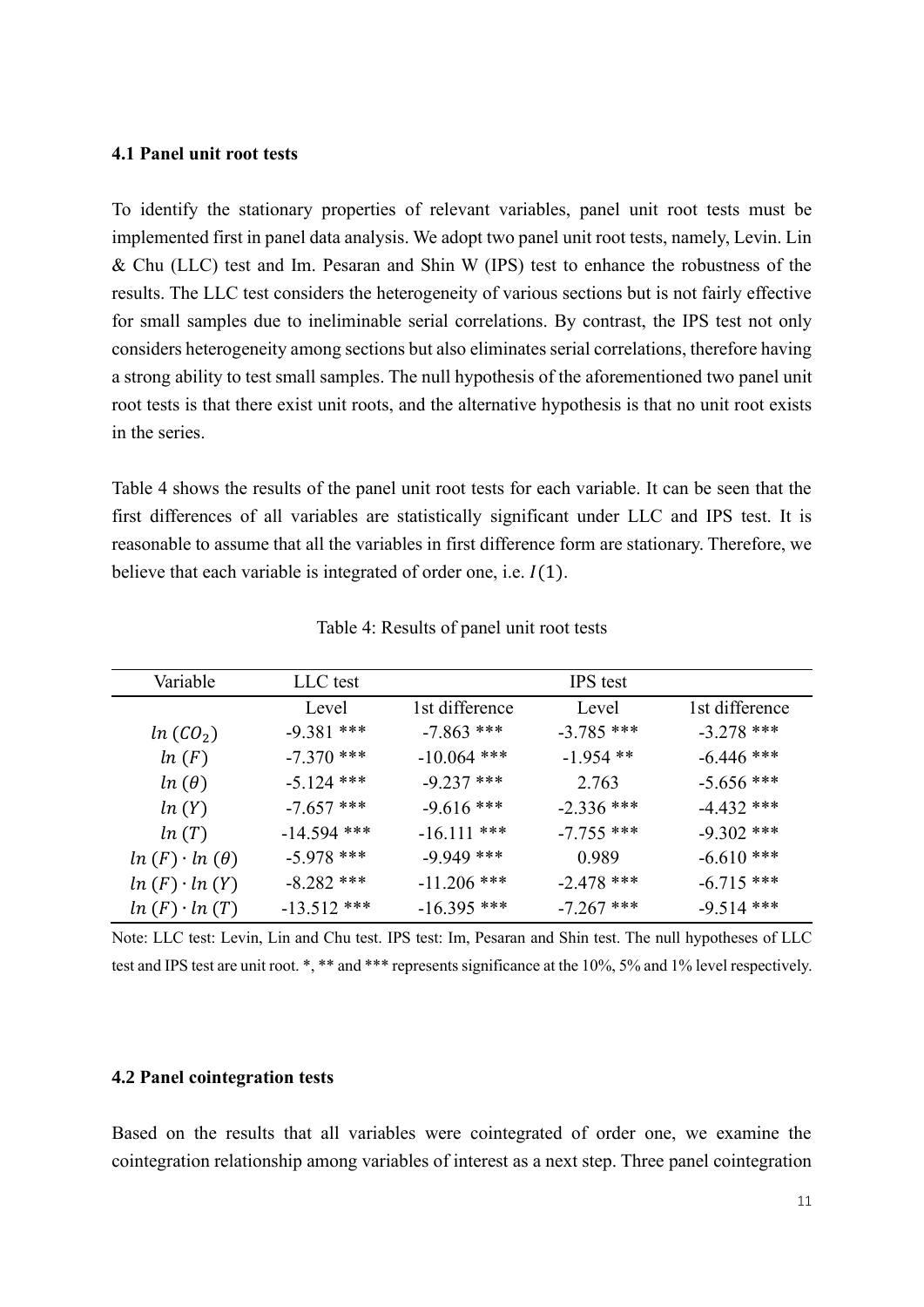### 4.1 Panel unit root tests

To identify the stationary properties of relevant variables, panel unit root tests must be implemented first in panel data analysis. We adopt two panel unit root tests, namely, Levin. Lin & Chu (LLC) test and Im. Pesaran and Shin W (IPS) test to enhance the robustness of the results. The LLC test considers the heterogeneity of various sections but is not fairly effective for small samples due to ineliminable serial correlations. By contrast, the IPS test not only considers heterogeneity among sections but also eliminates serial correlations, therefore having a strong ability to test small samples. The null hypothesis of the aforementioned two panel unit root tests is that there exist unit roots, and the alternative hypothesis is that no unit root exists in the series.

Table 4 shows the results of the panel unit root tests for each variable. It can be seen that the first differences of all variables are statistically significant under LLC and IPS test. It is reasonable to assume that all the variables in first difference form are stationary. Therefore, we believe that each variable is integrated of order one, i.e. $I(1)$.

Table 4: Results of panel unit root tests

| Variable | LLC test | | IPS test | |
|---|---|---|---|---|
| | Level | 1st difference | Level | 1st difference |
| $ln\,(CO_2)$ | -9.381 *** | -7.863 *** | -3.785 *** | -3.278 *** |
| $ln\,(F)$ | -7.370 *** | -10.064 *** | -1.954 ** | -6.446 *** |
| $ln\,(\theta)$ | -5.124 *** | -9.237 *** | 2.763 | -5.656 *** |
| $ln\,(Y)$ | -7.657 *** | -9.616 *** | -2.336 *** | -4.432 *** |
| $ln\,(T)$ | -14.594 *** | -16.111 *** | -7.755 *** | -9.302 *** |
| $ln\,(F) \cdot ln\,(\theta)$ | -5.978 *** | -9.949 *** | 0.989 | -6.610 *** |
| $ln\,(F) \cdot ln\,(Y)$ | -8.282 *** | -11.206 *** | -2.478 *** | -6.715 *** |
| $ln\,(F) \cdot ln\,(T)$ | -13.512 *** | -16.395 *** | -7.267 *** | -9.514 *** |

Note: LLC test: Levin, Lin and Chu test. IPS test: Im, Pesaran and Shin test. The null hypotheses of LLC test and IPS test are unit root. *, ** and *** represents significance at the 10%, 5% and 1% level respectively.

### 4.2 Panel cointegration tests

Based on the results that all variables were cointegrated of order one, we examine the cointegration relationship among variables of interest as a next step. Three panel cointegration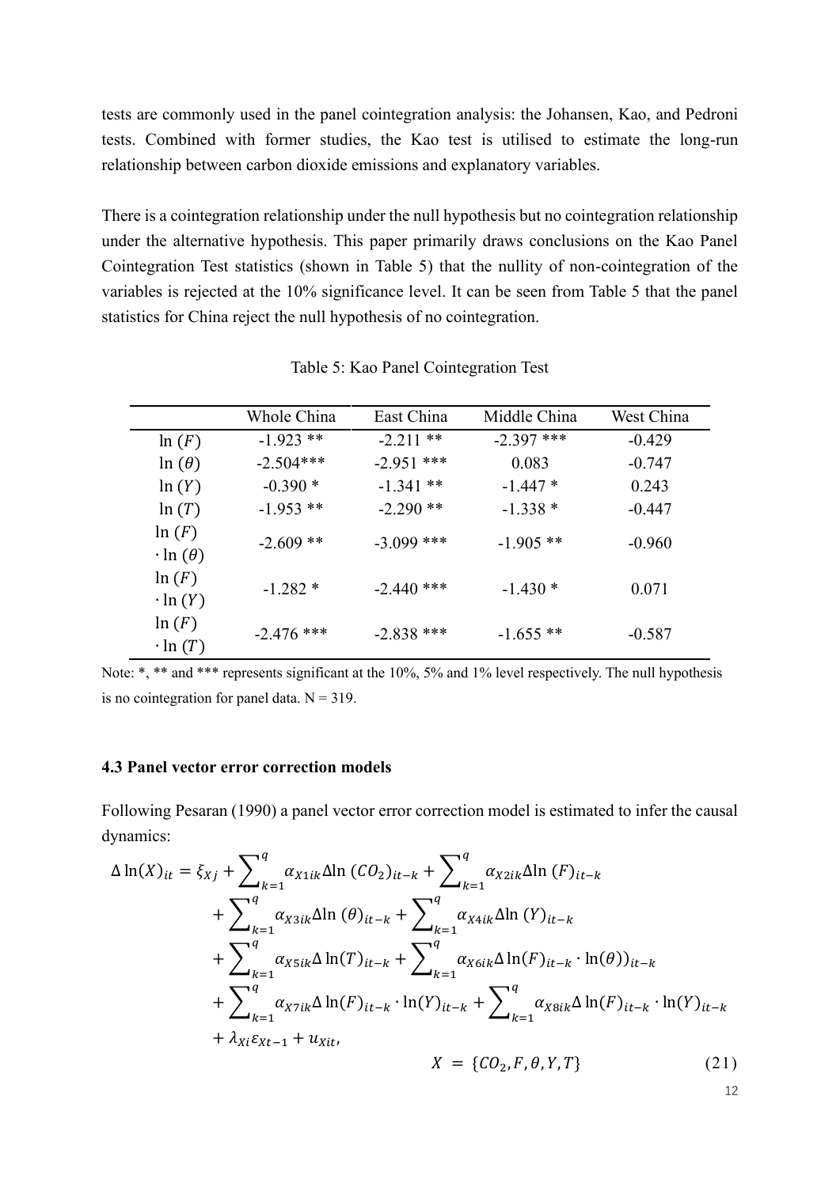tests are commonly used in the panel cointegration analysis: the Johansen, Kao, and Pedroni tests. Combined with former studies, the Kao test is utilised to estimate the long-run relationship between carbon dioxide emissions and explanatory variables.

There is a cointegration relationship under the null hypothesis but no cointegration relationship under the alternative hypothesis. This paper primarily draws conclusions on the Kao Panel Cointegration Test statistics (shown in Table 5) that the nullity of non-cointegration of the variables is rejected at the 10% significance level. It can be seen from Table 5 that the panel statistics for China reject the null hypothesis of no cointegration.

Table 5: Kao Panel Cointegration Test

| | Whole China | East China | Middle China | West China |
|---|---|---|---|---|
| $\ln(F)$ | -1.923 ** | -2.211 ** | -2.397 *** | -0.429 |
| $\ln(\theta)$ | -2.504*** | -2.951 *** | 0.083 | -0.747 |
| $\ln(Y)$ | -0.390 * | -1.341 ** | -1.447 * | 0.243 |
| $\ln(T)$ | -1.953 ** | -2.290 ** | -1.338 * | -0.447 |
| $\ln(F) \cdot \ln(\theta)$ | -2.609 ** | -3.099 *** | -1.905 ** | -0.960 |
| $\ln(F) \cdot \ln(Y)$ | -1.282 * | -2.440 *** | -1.430 * | 0.071 |
| $\ln(F) \cdot \ln(T)$ | -2.476 *** | -2.838 *** | -1.655 ** | -0.587 |

Note: *, ** and *** represents significant at the 10%, 5% and 1% level respectively. The null hypothesis is no cointegration for panel data. N = 319.

### 4.3 Panel vector error correction models

Following Pesaran (1990) a panel vector error correction model is estimated to infer the causal dynamics:

$$\begin{aligned}
\Delta \ln(X)_{it} = \xi_{Xj} &+ \sum_{k=1}^{q} \alpha_{X1ik} \Delta \ln(CO_2)_{it-k} + \sum_{k=1}^{q} \alpha_{X2ik} \Delta \ln(F)_{it-k} \\
&+ \sum_{k=1}^{q} \alpha_{X3ik} \Delta \ln(\theta)_{it-k} + \sum_{k=1}^{q} \alpha_{X4ik} \Delta \ln(Y)_{it-k} \\
&+ \sum_{k=1}^{q} \alpha_{X5ik} \Delta \ln(T)_{it-k} + \sum_{k=1}^{q} \alpha_{X6ik} \Delta \ln(F)_{it-k} \cdot \ln(\theta))_{it-k} \\
&+ \sum_{k=1}^{q} \alpha_{X7ik} \Delta \ln(F)_{it-k} \cdot \ln(Y)_{it-k} + \sum_{k=1}^{q} \alpha_{X8ik} \Delta \ln(F)_{it-k} \cdot \ln(Y)_{it-k} \\
&+ \lambda_{Xi} \varepsilon_{Xt-1} + u_{Xit},
\end{aligned}$$

$$X = \{CO_2, F, \theta, Y, T\} \quad (21)$$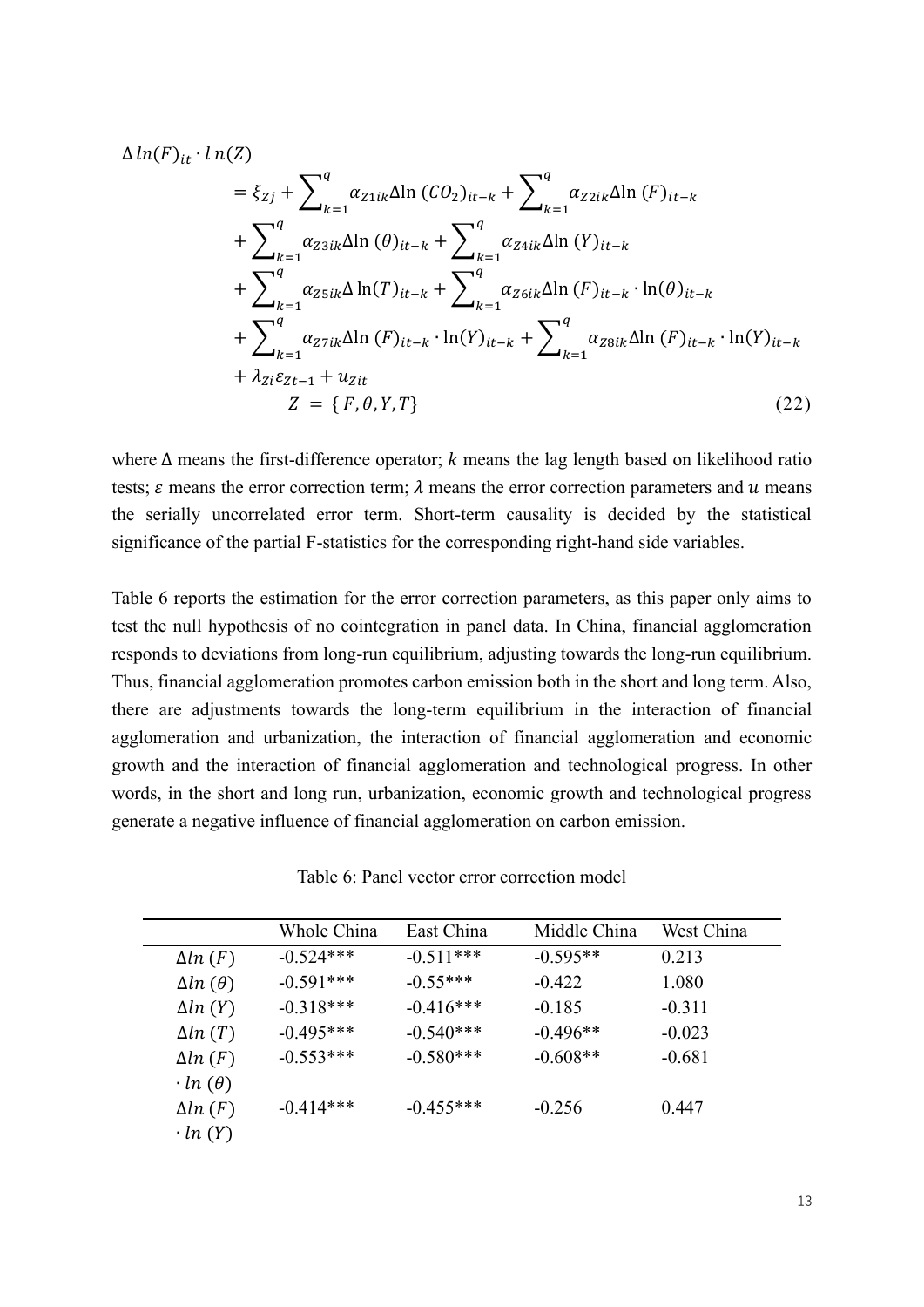$$
\begin{aligned}
\Delta\, ln(F)_{it} \cdot ln(Z) 
&= \xi_{Zj} + \sum_{k=1}^{q} \alpha_{Z1ik} \Delta \ln\,(CO_2)_{it-k} + \sum_{k=1}^{q} \alpha_{Z2ik} \Delta \ln\,(F)_{it-k} \\
&+ \sum_{k=1}^{q} \alpha_{Z3ik} \Delta \ln\,(\theta)_{it-k} + \sum_{k=1}^{q} \alpha_{Z4ik} \Delta \ln\,(Y)_{it-k} \\
&+ \sum_{k=1}^{q} \alpha_{Z5ik} \Delta \ln(T)_{it-k} + \sum_{k=1}^{q} \alpha_{Z6ik} \Delta \ln\,(F)_{it-k} \cdot \ln(\theta)_{it-k} \\
&+ \sum_{k=1}^{q} \alpha_{Z7ik} \Delta \ln\,(F)_{it-k} \cdot \ln(Y)_{it-k} + \sum_{k=1}^{q} \alpha_{Z8ik} \Delta \ln\,(F)_{it-k} \cdot \ln(Y)_{it-k} \\
&+ \lambda_{Zi} \varepsilon_{Zt-1} + u_{Zit} \\
&\qquad Z = \{F, \theta, Y, T\} \qquad (22)
\end{aligned}
$$

where $\Delta$ means the first-difference operator; $k$ means the lag length based on likelihood ratio tests; $\varepsilon$ means the error correction term; $\lambda$ means the error correction parameters and $u$ means the serially uncorrelated error term. Short-term causality is decided by the statistical significance of the partial F-statistics for the corresponding right-hand side variables.

Table 6 reports the estimation for the error correction parameters, as this paper only aims to test the null hypothesis of no cointegration in panel data. In China, financial agglomeration responds to deviations from long-run equilibrium, adjusting towards the long-run equilibrium. Thus, financial agglomeration promotes carbon emission both in the short and long term. Also, there are adjustments towards the long-term equilibrium in the interaction of financial agglomeration and urbanization, the interaction of financial agglomeration and economic growth and the interaction of financial agglomeration and technological progress. In other words, in the short and long run, urbanization, economic growth and technological progress generate a negative influence of financial agglomeration on carbon emission.

Table 6: Panel vector error correction model

| | Whole China | East China | Middle China | West China |
|---|---|---|---|---|
| $\Delta ln\,(F)$ | -0.524*** | -0.511*** | -0.595** | 0.213 |
| $\Delta ln\,(\theta)$ | -0.591*** | -0.55*** | -0.422 | 1.080 |
| $\Delta ln\,(Y)$ | -0.318*** | -0.416*** | -0.185 | -0.311 |
| $\Delta ln\,(T)$ | -0.495*** | -0.540*** | -0.496** | -0.023 |
| $\Delta ln\,(F) \cdot ln\,(\theta)$ | -0.553*** | -0.580*** | -0.608** | -0.681 |
| $\Delta ln\,(F) \cdot ln\,(Y)$ | -0.414*** | -0.455*** | -0.256 | 0.447 |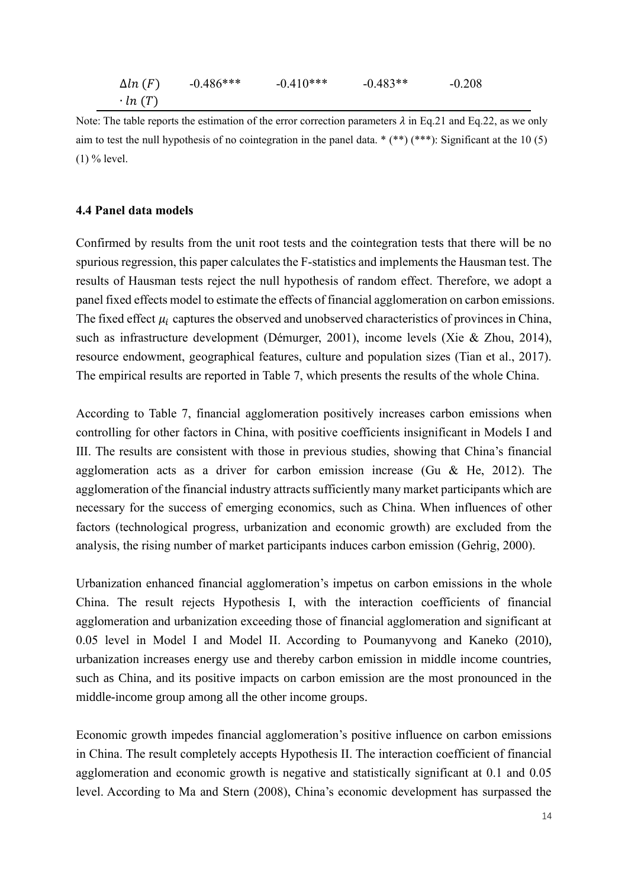| | | | | |
|---|---|---|---|---|
| $\Delta ln\,(F) \cdot ln\,(T)$ | -0.486*** | -0.410*** | -0.483** | -0.208 |

Note: The table reports the estimation of the error correction parameters $\lambda$ in Eq.21 and Eq.22, as we only aim to test the null hypothesis of no cointegration in the panel data. * (**) (***): Significant at the 10 (5) (1) % level.

### 4.4 Panel data models

Confirmed by results from the unit root tests and the cointegration tests that there will be no spurious regression, this paper calculates the F-statistics and implements the Hausman test. The results of Hausman tests reject the null hypothesis of random effect. Therefore, we adopt a panel fixed effects model to estimate the effects of financial agglomeration on carbon emissions. The fixed effect $\mu_i$ captures the observed and unobserved characteristics of provinces in China, such as infrastructure development (Démurger, 2001), income levels (Xie & Zhou, 2014), resource endowment, geographical features, culture and population sizes (Tian et al., 2017). The empirical results are reported in Table 7, which presents the results of the whole China.

According to Table 7, financial agglomeration positively increases carbon emissions when controlling for other factors in China, with positive coefficients insignificant in Models I and III. The results are consistent with those in previous studies, showing that China's financial agglomeration acts as a driver for carbon emission increase (Gu & He, 2012). The agglomeration of the financial industry attracts sufficiently many market participants which are necessary for the success of emerging economics, such as China. When influences of other factors (technological progress, urbanization and economic growth) are excluded from the analysis, the rising number of market participants induces carbon emission (Gehrig, 2000).

Urbanization enhanced financial agglomeration's impetus on carbon emissions in the whole China. The result rejects Hypothesis I, with the interaction coefficients of financial agglomeration and urbanization exceeding those of financial agglomeration and significant at 0.05 level in Model I and Model II. According to Poumanyvong and Kaneko (2010), urbanization increases energy use and thereby carbon emission in middle income countries, such as China, and its positive impacts on carbon emission are the most pronounced in the middle-income group among all the other income groups.

Economic growth impedes financial agglomeration's positive influence on carbon emissions in China. The result completely accepts Hypothesis II. The interaction coefficient of financial agglomeration and economic growth is negative and statistically significant at 0.1 and 0.05 level. According to Ma and Stern (2008), China's economic development has surpassed the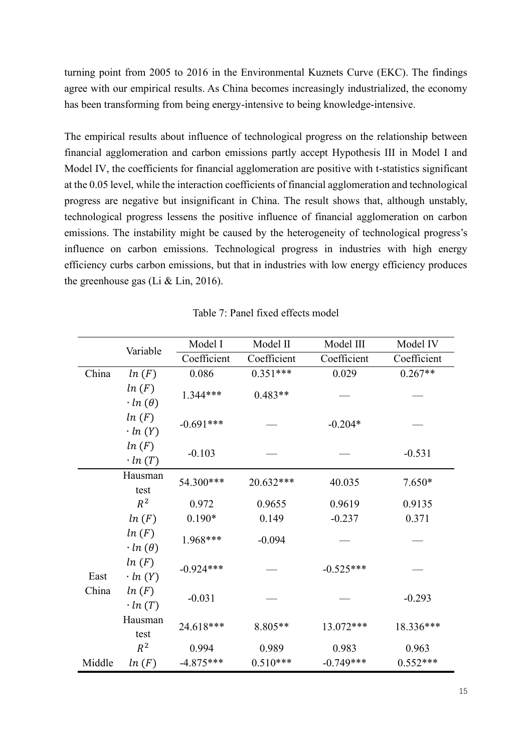turning point from 2005 to 2016 in the Environmental Kuznets Curve (EKC). The findings agree with our empirical results. As China becomes increasingly industrialized, the economy has been transforming from being energy-intensive to being knowledge-intensive.

The empirical results about influence of technological progress on the relationship between financial agglomeration and carbon emissions partly accept Hypothesis III in Model I and Model IV, the coefficients for financial agglomeration are positive with t-statistics significant at the 0.05 level, while the interaction coefficients of financial agglomeration and technological progress are negative but insignificant in China. The result shows that, although unstably, technological progress lessens the positive influence of financial agglomeration on carbon emissions. The instability might be caused by the heterogeneity of technological progress's influence on carbon emissions. Technological progress in industries with high energy efficiency curbs carbon emissions, but that in industries with low energy efficiency produces the greenhouse gas (Li & Lin, 2016).

Table 7: Panel fixed effects model

| | Variable | Model I | Model II | Model III | Model IV |
|---|---|---|---|---|---|
| | | Coefficient | Coefficient | Coefficient | Coefficient |
| China | $ln(F)$ | 0.086 | 0.351*** | 0.029 | 0.267** |
| | $ln(F) \cdot ln(\theta)$ | 1.344*** | 0.483** | — | — |
| | $ln(F) \cdot ln(Y)$ | -0.691*** | — | -0.204* | — |
| | $ln(F) \cdot ln(T)$ | -0.103 | — | — | -0.531 |
| | Hausman test | 54.300*** | 20.632*** | 40.035 | 7.650* |
| | $R^2$ | 0.972 | 0.9655 | 0.9619 | 0.9135 |
| East China | $ln(F)$ | 0.190* | 0.149 | -0.237 | 0.371 |
| | $ln(F) \cdot ln(\theta)$ | 1.968*** | -0.094 | — | — |
| | $ln(F) \cdot ln(Y)$ | -0.924*** | — | -0.525*** | — |
| | $ln(F) \cdot ln(T)$ | -0.031 | — | — | -0.293 |
| | Hausman test | 24.618*** | 8.805** | 13.072*** | 18.336*** |
| | $R^2$ | 0.994 | 0.989 | 0.983 | 0.963 |
| Middle | $ln(F)$ | -4.875*** | 0.510*** | -0.749*** | 0.552*** |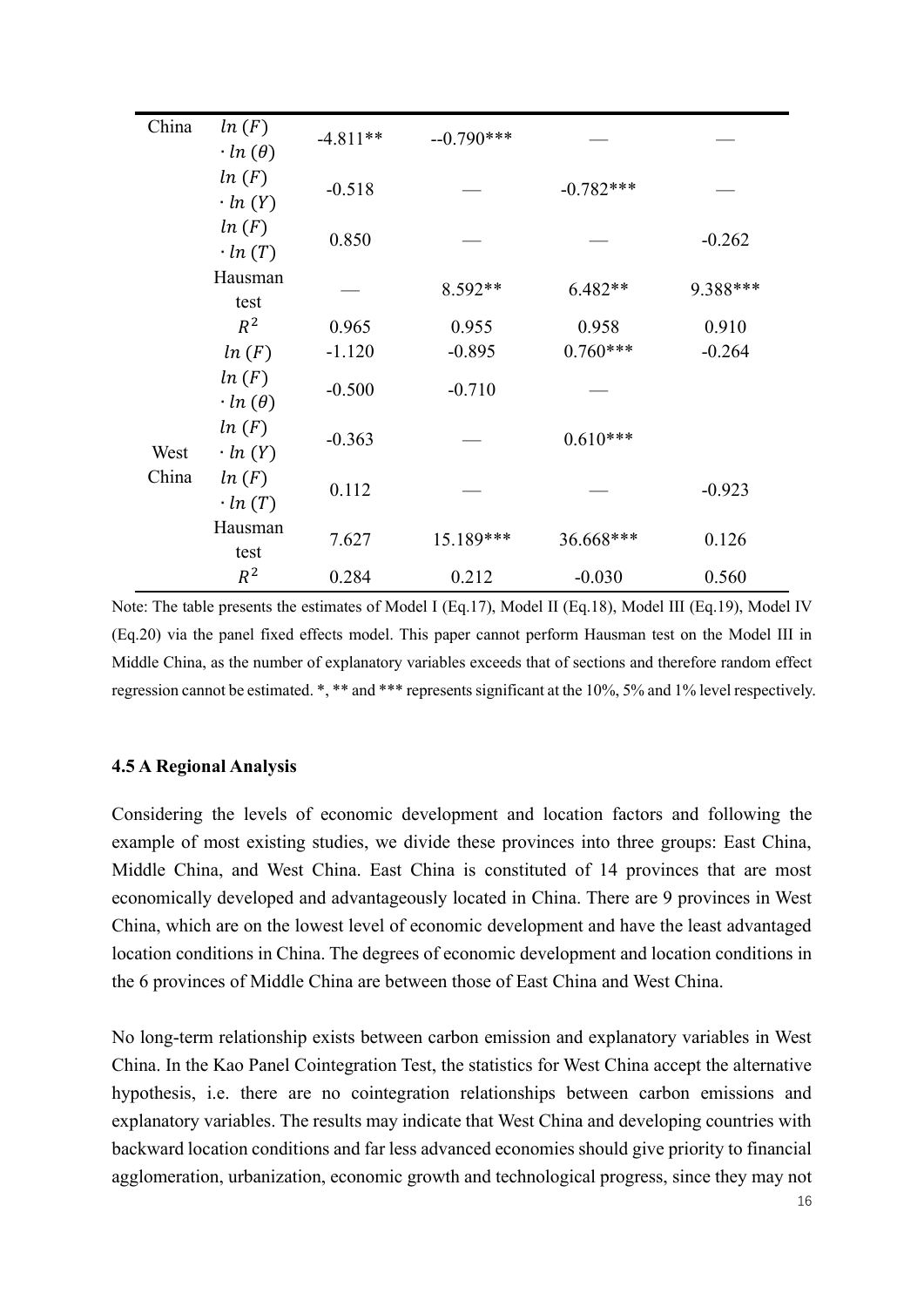| | | | | | |
|---|---|---|---|---|---|
| China | $ln(F) \cdot ln(\theta)$ | -4.811** | --0.790*** | — | — |
| | $ln(F) \cdot ln(Y)$ | -0.518 | — | -0.782*** | — |
| | $ln(F) \cdot ln(T)$ | 0.850 | — | — | -0.262 |
| | Hausman test | — | 8.592** | 6.482** | 9.388*** |
| | $R^2$ | 0.965 | 0.955 | 0.958 | 0.910 |
| West China | $ln(F)$ | -1.120 | -0.895 | 0.760*** | -0.264 |
| | $ln(F) \cdot ln(\theta)$ | -0.500 | -0.710 | — | |
| | $ln(F) \cdot ln(Y)$ | -0.363 | — | 0.610*** | |
| | $ln(F) \cdot ln(T)$ | 0.112 | — | — | -0.923 |
| | Hausman test | 7.627 | 15.189*** | 36.668*** | 0.126 |
| | $R^2$ | 0.284 | 0.212 | -0.030 | 0.560 |

Note: The table presents the estimates of Model I (Eq.17), Model II (Eq.18), Model III (Eq.19), Model IV (Eq.20) via the panel fixed effects model. This paper cannot perform Hausman test on the Model III in Middle China, as the number of explanatory variables exceeds that of sections and therefore random effect regression cannot be estimated. *, ** and *** represents significant at the 10%, 5% and 1% level respectively.

### 4.5 A Regional Analysis

Considering the levels of economic development and location factors and following the example of most existing studies, we divide these provinces into three groups: East China, Middle China, and West China. East China is constituted of 14 provinces that are most economically developed and advantageously located in China. There are 9 provinces in West China, which are on the lowest level of economic development and have the least advantaged location conditions in China. The degrees of economic development and location conditions in the 6 provinces of Middle China are between those of East China and West China.

No long-term relationship exists between carbon emission and explanatory variables in West China. In the Kao Panel Cointegration Test, the statistics for West China accept the alternative hypothesis, i.e. there are no cointegration relationships between carbon emissions and explanatory variables. The results may indicate that West China and developing countries with backward location conditions and far less advanced economies should give priority to financial agglomeration, urbanization, economic growth and technological progress, since they may not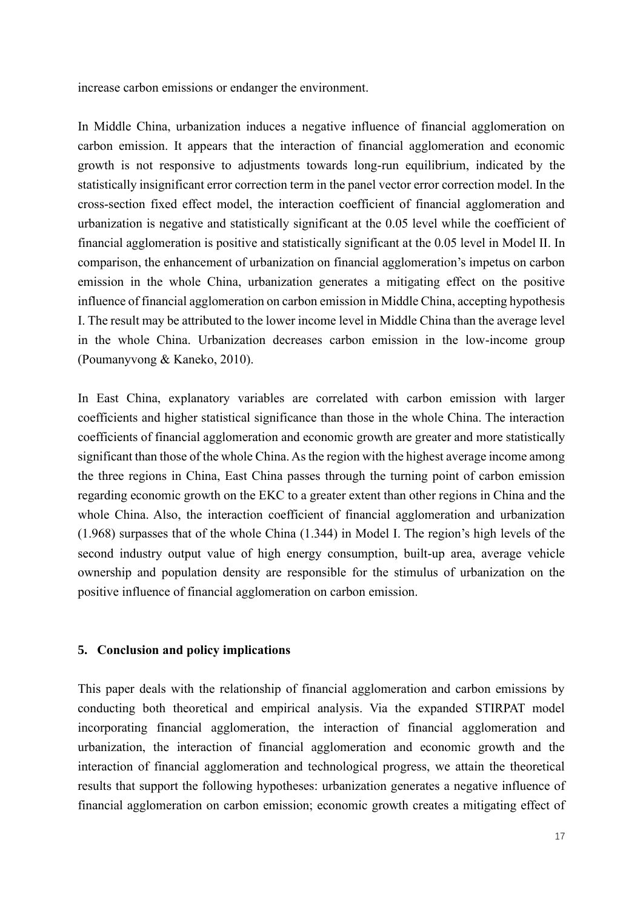increase carbon emissions or endanger the environment.

In Middle China, urbanization induces a negative influence of financial agglomeration on carbon emission. It appears that the interaction of financial agglomeration and economic growth is not responsive to adjustments towards long-run equilibrium, indicated by the statistically insignificant error correction term in the panel vector error correction model. In the cross-section fixed effect model, the interaction coefficient of financial agglomeration and urbanization is negative and statistically significant at the 0.05 level while the coefficient of financial agglomeration is positive and statistically significant at the 0.05 level in Model II. In comparison, the enhancement of urbanization on financial agglomeration's impetus on carbon emission in the whole China, urbanization generates a mitigating effect on the positive influence of financial agglomeration on carbon emission in Middle China, accepting hypothesis I. The result may be attributed to the lower income level in Middle China than the average level in the whole China. Urbanization decreases carbon emission in the low-income group (Poumanyvong & Kaneko, 2010).

In East China, explanatory variables are correlated with carbon emission with larger coefficients and higher statistical significance than those in the whole China. The interaction coefficients of financial agglomeration and economic growth are greater and more statistically significant than those of the whole China. As the region with the highest average income among the three regions in China, East China passes through the turning point of carbon emission regarding economic growth on the EKC to a greater extent than other regions in China and the whole China. Also, the interaction coefficient of financial agglomeration and urbanization (1.968) surpasses that of the whole China (1.344) in Model I. The region's high levels of the second industry output value of high energy consumption, built-up area, average vehicle ownership and population density are responsible for the stimulus of urbanization on the positive influence of financial agglomeration on carbon emission.

## 5. Conclusion and policy implications

This paper deals with the relationship of financial agglomeration and carbon emissions by conducting both theoretical and empirical analysis. Via the expanded STIRPAT model incorporating financial agglomeration, the interaction of financial agglomeration and urbanization, the interaction of financial agglomeration and economic growth and the interaction of financial agglomeration and technological progress, we attain the theoretical results that support the following hypotheses: urbanization generates a negative influence of financial agglomeration on carbon emission; economic growth creates a mitigating effect of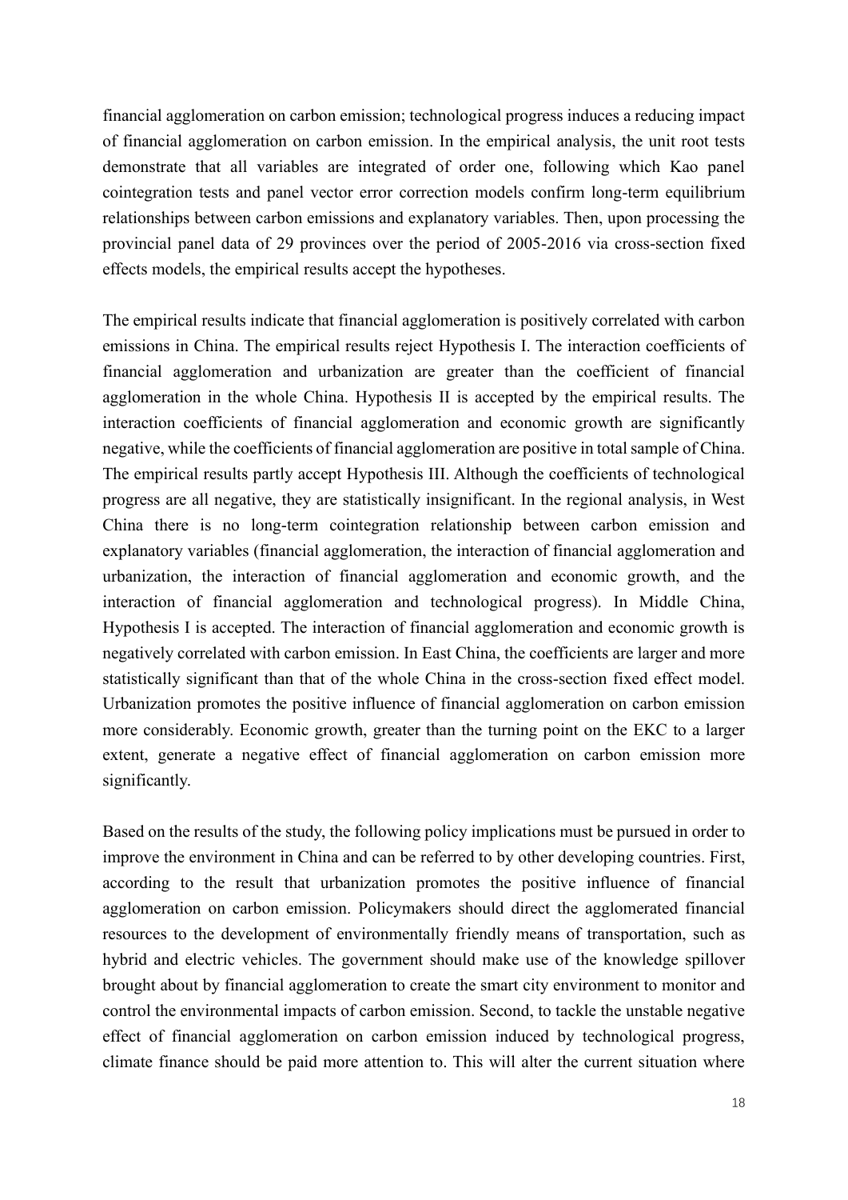financial agglomeration on carbon emission; technological progress induces a reducing impact of financial agglomeration on carbon emission. In the empirical analysis, the unit root tests demonstrate that all variables are integrated of order one, following which Kao panel cointegration tests and panel vector error correction models confirm long-term equilibrium relationships between carbon emissions and explanatory variables. Then, upon processing the provincial panel data of 29 provinces over the period of 2005-2016 via cross-section fixed effects models, the empirical results accept the hypotheses.

The empirical results indicate that financial agglomeration is positively correlated with carbon emissions in China. The empirical results reject Hypothesis I. The interaction coefficients of financial agglomeration and urbanization are greater than the coefficient of financial agglomeration in the whole China. Hypothesis II is accepted by the empirical results. The interaction coefficients of financial agglomeration and economic growth are significantly negative, while the coefficients of financial agglomeration are positive in total sample of China. The empirical results partly accept Hypothesis III. Although the coefficients of technological progress are all negative, they are statistically insignificant. In the regional analysis, in West China there is no long-term cointegration relationship between carbon emission and explanatory variables (financial agglomeration, the interaction of financial agglomeration and urbanization, the interaction of financial agglomeration and economic growth, and the interaction of financial agglomeration and technological progress). In Middle China, Hypothesis I is accepted. The interaction of financial agglomeration and economic growth is negatively correlated with carbon emission. In East China, the coefficients are larger and more statistically significant than that of the whole China in the cross-section fixed effect model. Urbanization promotes the positive influence of financial agglomeration on carbon emission more considerably. Economic growth, greater than the turning point on the EKC to a larger extent, generate a negative effect of financial agglomeration on carbon emission more significantly.

Based on the results of the study, the following policy implications must be pursued in order to improve the environment in China and can be referred to by other developing countries. First, according to the result that urbanization promotes the positive influence of financial agglomeration on carbon emission. Policymakers should direct the agglomerated financial resources to the development of environmentally friendly means of transportation, such as hybrid and electric vehicles. The government should make use of the knowledge spillover brought about by financial agglomeration to create the smart city environment to monitor and control the environmental impacts of carbon emission. Second, to tackle the unstable negative effect of financial agglomeration on carbon emission induced by technological progress, climate finance should be paid more attention to. This will alter the current situation where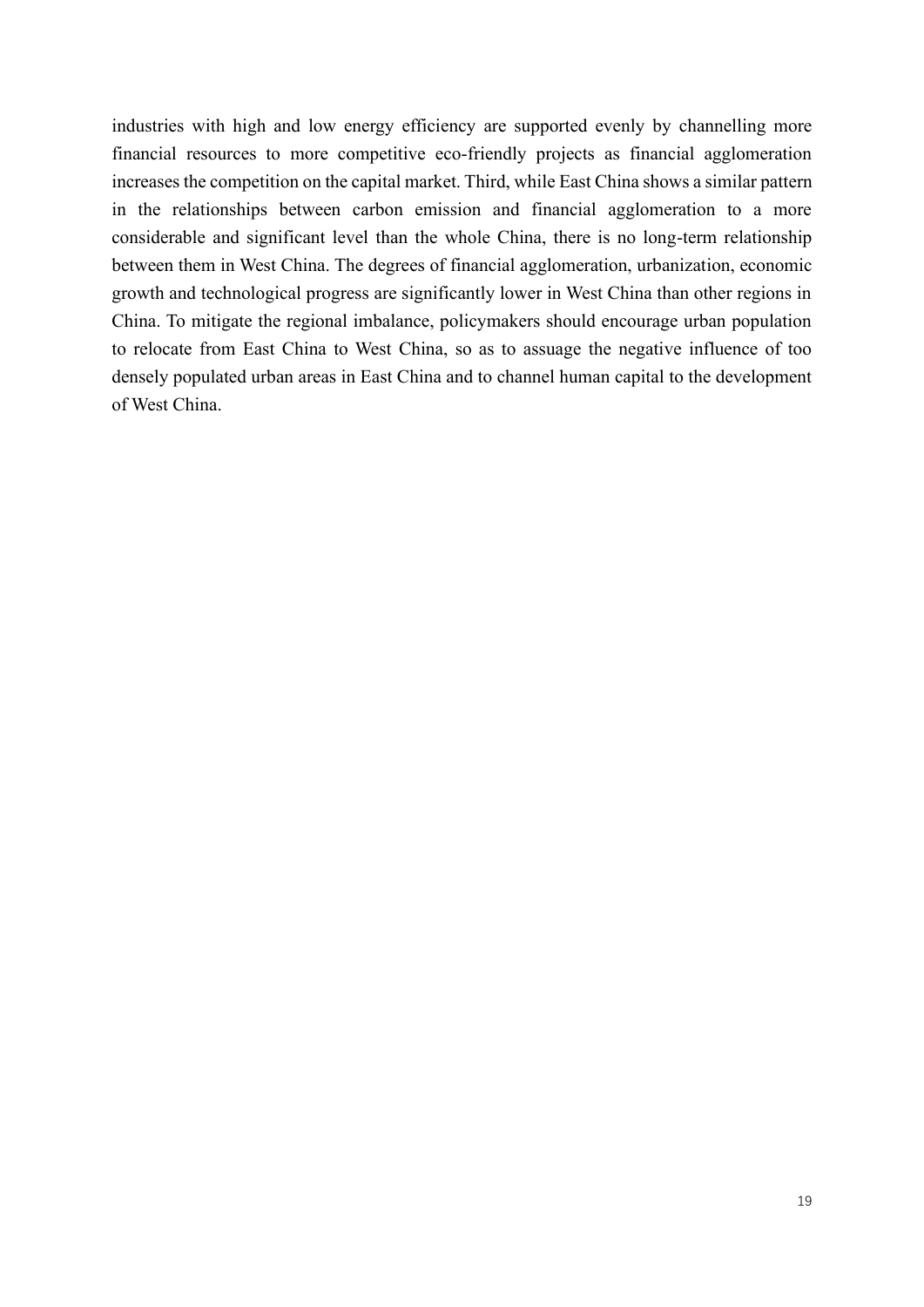industries with high and low energy efficiency are supported evenly by channelling more financial resources to more competitive eco-friendly projects as financial agglomeration increases the competition on the capital market. Third, while East China shows a similar pattern in the relationships between carbon emission and financial agglomeration to a more considerable and significant level than the whole China, there is no long-term relationship between them in West China. The degrees of financial agglomeration, urbanization, economic growth and technological progress are significantly lower in West China than other regions in China. To mitigate the regional imbalance, policymakers should encourage urban population to relocate from East China to West China, so as to assuage the negative influence of too densely populated urban areas in East China and to channel human capital to the development of West China.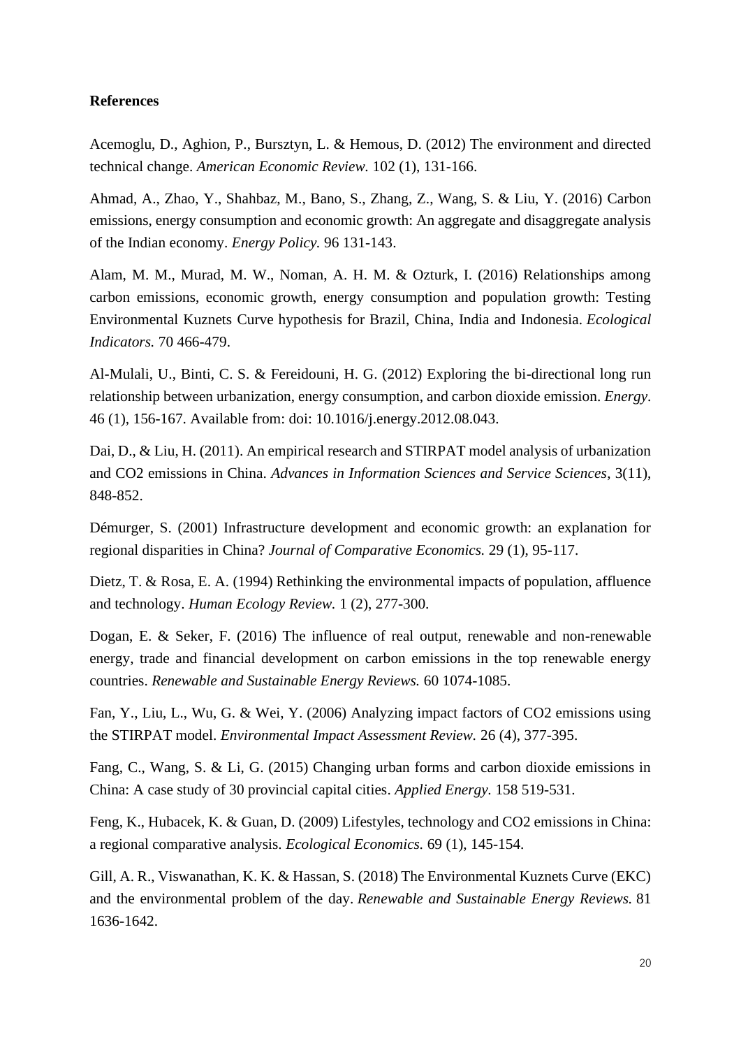**References**

Acemoglu, D., Aghion, P., Bursztyn, L. & Hemous, D. (2012) The environment and directed technical change. *American Economic Review.* 102 (1), 131-166.

Ahmad, A., Zhao, Y., Shahbaz, M., Bano, S., Zhang, Z., Wang, S. & Liu, Y. (2016) Carbon emissions, energy consumption and economic growth: An aggregate and disaggregate analysis of the Indian economy. *Energy Policy.* 96 131-143.

Alam, M. M., Murad, M. W., Noman, A. H. M. & Ozturk, I. (2016) Relationships among carbon emissions, economic growth, energy consumption and population growth: Testing Environmental Kuznets Curve hypothesis for Brazil, China, India and Indonesia. *Ecological Indicators.* 70 466-479.

Al-Mulali, U., Binti, C. S. & Fereidouni, H. G. (2012) Exploring the bi-directional long run relationship between urbanization, energy consumption, and carbon dioxide emission. *Energy.* 46 (1), 156-167. Available from: doi: 10.1016/j.energy.2012.08.043.

Dai, D., & Liu, H. (2011). An empirical research and STIRPAT model analysis of urbanization and CO2 emissions in China. *Advances in Information Sciences and Service Sciences*, 3(11), 848-852.

Démurger, S. (2001) Infrastructure development and economic growth: an explanation for regional disparities in China? *Journal of Comparative Economics.* 29 (1), 95-117.

Dietz, T. & Rosa, E. A. (1994) Rethinking the environmental impacts of population, affluence and technology. *Human Ecology Review.* 1 (2), 277-300.

Dogan, E. & Seker, F. (2016) The influence of real output, renewable and non-renewable energy, trade and financial development on carbon emissions in the top renewable energy countries. *Renewable and Sustainable Energy Reviews.* 60 1074-1085.

Fan, Y., Liu, L., Wu, G. & Wei, Y. (2006) Analyzing impact factors of CO2 emissions using the STIRPAT model. *Environmental Impact Assessment Review.* 26 (4), 377-395.

Fang, C., Wang, S. & Li, G. (2015) Changing urban forms and carbon dioxide emissions in China: A case study of 30 provincial capital cities. *Applied Energy.* 158 519-531.

Feng, K., Hubacek, K. & Guan, D. (2009) Lifestyles, technology and CO2 emissions in China: a regional comparative analysis. *Ecological Economics.* 69 (1), 145-154.

Gill, A. R., Viswanathan, K. K. & Hassan, S. (2018) The Environmental Kuznets Curve (EKC) and the environmental problem of the day. *Renewable and Sustainable Energy Reviews.* 81 1636-1642.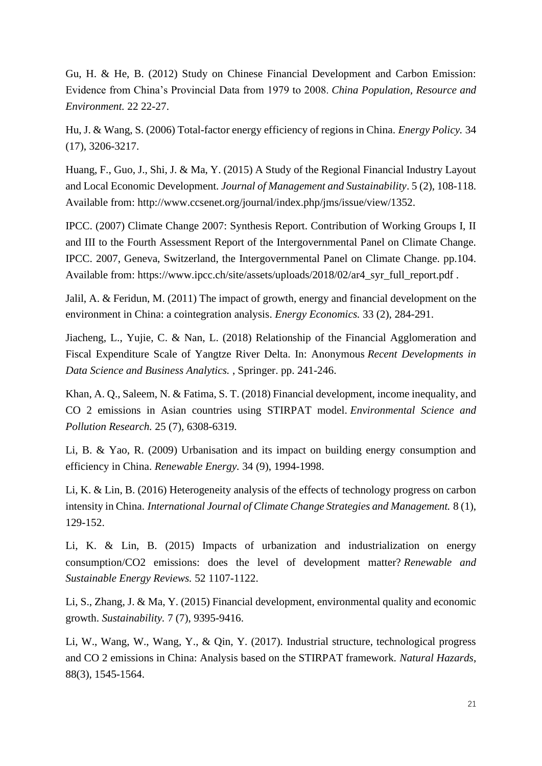Gu, H. & He, B. (2012) Study on Chinese Financial Development and Carbon Emission: Evidence from China's Provincial Data from 1979 to 2008. *China Population, Resource and Environment.* 22 22-27.

Hu, J. & Wang, S. (2006) Total-factor energy efficiency of regions in China. *Energy Policy.* 34 (17), 3206-3217.

Huang, F., Guo, J., Shi, J. & Ma, Y. (2015) A Study of the Regional Financial Industry Layout and Local Economic Development. *Journal of Management and Sustainability*. 5 (2), 108-118. Available from: http://www.ccsenet.org/journal/index.php/jms/issue/view/1352.

IPCC. (2007) Climate Change 2007: Synthesis Report. Contribution of Working Groups I, II and III to the Fourth Assessment Report of the Intergovernmental Panel on Climate Change. IPCC. 2007, Geneva, Switzerland, the Intergovernmental Panel on Climate Change. pp.104. Available from: https://www.ipcc.ch/site/assets/uploads/2018/02/ar4_syr_full_report.pdf .

Jalil, A. & Feridun, M. (2011) The impact of growth, energy and financial development on the environment in China: a cointegration analysis. *Energy Economics.* 33 (2), 284-291.

Jiacheng, L., Yujie, C. & Nan, L. (2018) Relationship of the Financial Agglomeration and Fiscal Expenditure Scale of Yangtze River Delta. In: Anonymous *Recent Developments in Data Science and Business Analytics.* , Springer. pp. 241-246.

Khan, A. Q., Saleem, N. & Fatima, S. T. (2018) Financial development, income inequality, and CO 2 emissions in Asian countries using STIRPAT model. *Environmental Science and Pollution Research.* 25 (7), 6308-6319.

Li, B. & Yao, R. (2009) Urbanisation and its impact on building energy consumption and efficiency in China. *Renewable Energy.* 34 (9), 1994-1998.

Li, K. & Lin, B. (2016) Heterogeneity analysis of the effects of technology progress on carbon intensity in China. *International Journal of Climate Change Strategies and Management.* 8 (1), 129-152.

Li, K. & Lin, B. (2015) Impacts of urbanization and industrialization on energy consumption/CO2 emissions: does the level of development matter? *Renewable and Sustainable Energy Reviews.* 52 1107-1122.

Li, S., Zhang, J. & Ma, Y. (2015) Financial development, environmental quality and economic growth. *Sustainability.* 7 (7), 9395-9416.

Li, W., Wang, W., Wang, Y., & Qin, Y. (2017). Industrial structure, technological progress and CO 2 emissions in China: Analysis based on the STIRPAT framework. *Natural Hazards*, 88(3), 1545-1564.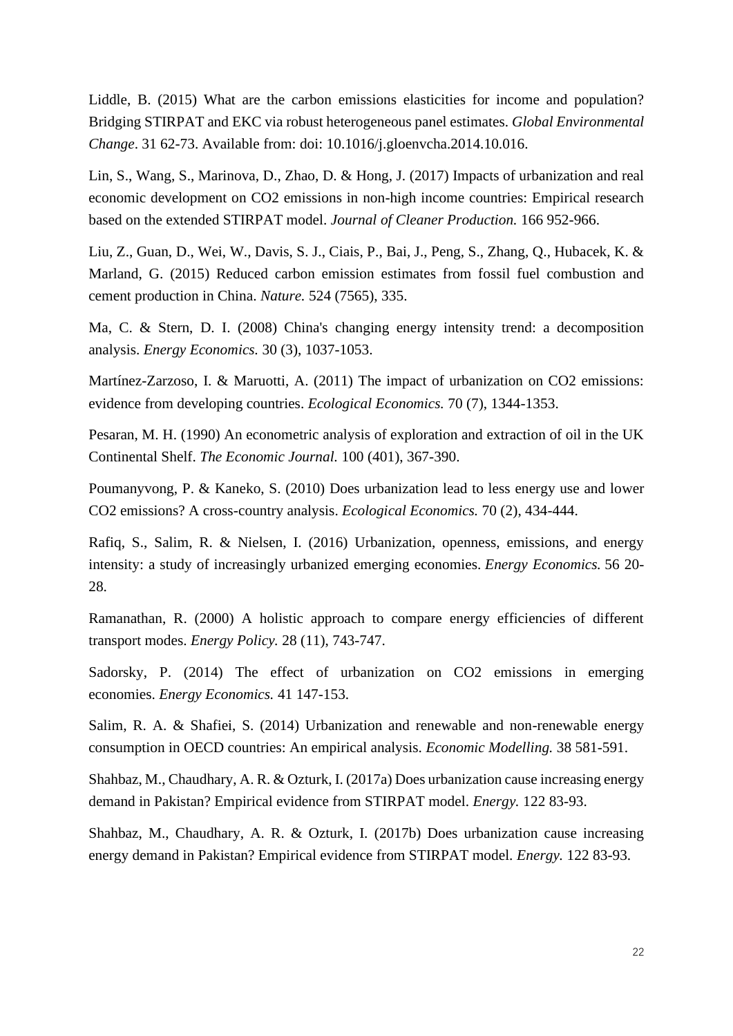Liddle, B. (2015) What are the carbon emissions elasticities for income and population? Bridging STIRPAT and EKC via robust heterogeneous panel estimates. *Global Environmental Change*. 31 62-73. Available from: doi: 10.1016/j.gloenvcha.2014.10.016.

Lin, S., Wang, S., Marinova, D., Zhao, D. & Hong, J. (2017) Impacts of urbanization and real economic development on CO2 emissions in non-high income countries: Empirical research based on the extended STIRPAT model. *Journal of Cleaner Production.* 166 952-966.

Liu, Z., Guan, D., Wei, W., Davis, S. J., Ciais, P., Bai, J., Peng, S., Zhang, Q., Hubacek, K. & Marland, G. (2015) Reduced carbon emission estimates from fossil fuel combustion and cement production in China. *Nature.* 524 (7565), 335.

Ma, C. & Stern, D. I. (2008) China's changing energy intensity trend: a decomposition analysis. *Energy Economics.* 30 (3), 1037-1053.

Martínez-Zarzoso, I. & Maruotti, A. (2011) The impact of urbanization on CO2 emissions: evidence from developing countries. *Ecological Economics.* 70 (7), 1344-1353.

Pesaran, M. H. (1990) An econometric analysis of exploration and extraction of oil in the UK Continental Shelf. *The Economic Journal.* 100 (401), 367-390.

Poumanyvong, P. & Kaneko, S. (2010) Does urbanization lead to less energy use and lower CO2 emissions? A cross-country analysis. *Ecological Economics.* 70 (2), 434-444.

Rafiq, S., Salim, R. & Nielsen, I. (2016) Urbanization, openness, emissions, and energy intensity: a study of increasingly urbanized emerging economies. *Energy Economics.* 56 20-28.

Ramanathan, R. (2000) A holistic approach to compare energy efficiencies of different transport modes. *Energy Policy.* 28 (11), 743-747.

Sadorsky, P. (2014) The effect of urbanization on CO2 emissions in emerging economies. *Energy Economics.* 41 147-153.

Salim, R. A. & Shafiei, S. (2014) Urbanization and renewable and non-renewable energy consumption in OECD countries: An empirical analysis. *Economic Modelling.* 38 581-591.

Shahbaz, M., Chaudhary, A. R. & Ozturk, I. (2017a) Does urbanization cause increasing energy demand in Pakistan? Empirical evidence from STIRPAT model. *Energy.* 122 83-93.

Shahbaz, M., Chaudhary, A. R. & Ozturk, I. (2017b) Does urbanization cause increasing energy demand in Pakistan? Empirical evidence from STIRPAT model. *Energy.* 122 83-93.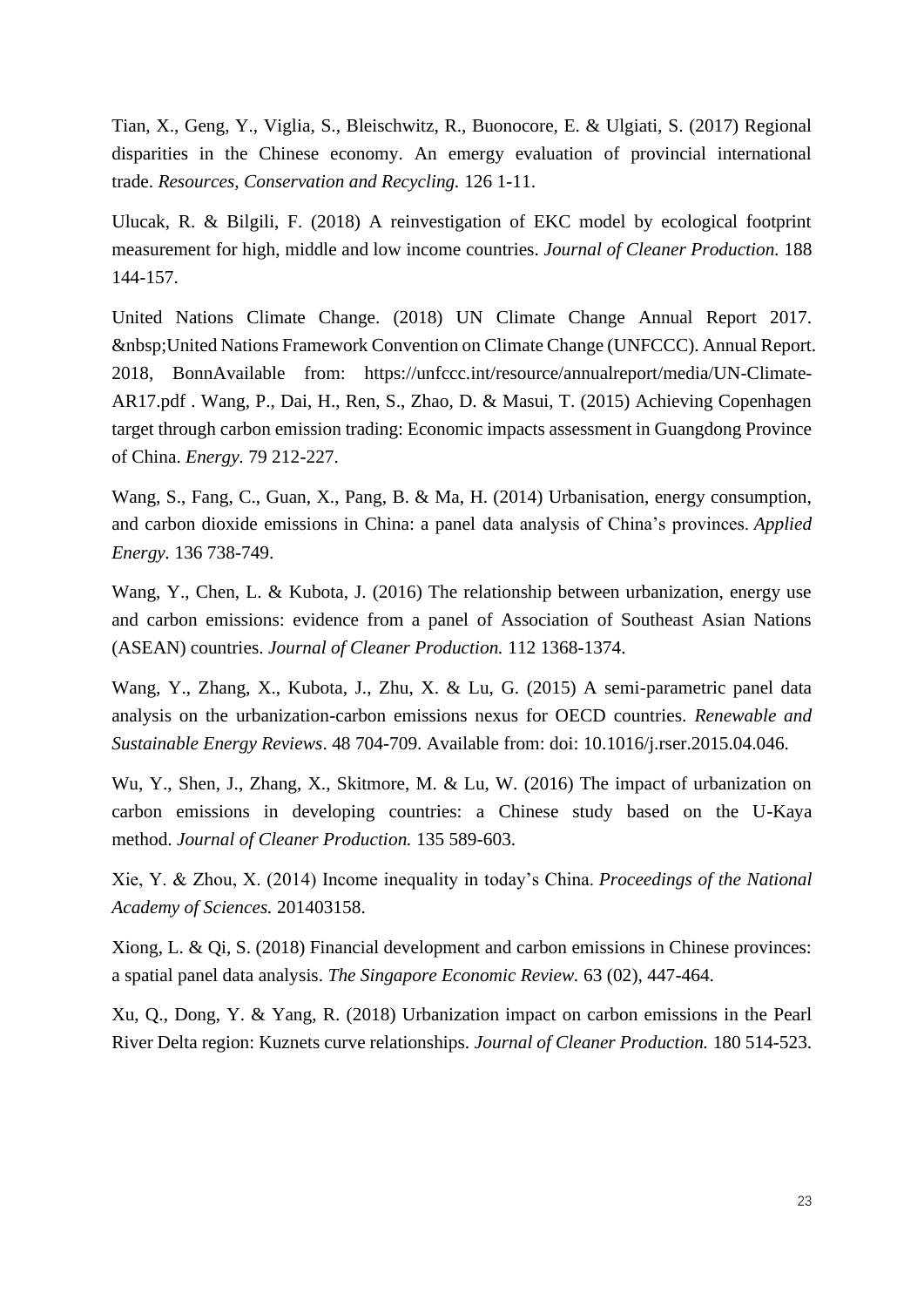Tian, X., Geng, Y., Viglia, S., Bleischwitz, R., Buonocore, E. & Ulgiati, S. (2017) Regional disparities in the Chinese economy. An emergy evaluation of provincial international trade. *Resources, Conservation and Recycling.* 126 1-11.

Ulucak, R. & Bilgili, F. (2018) A reinvestigation of EKC model by ecological footprint measurement for high, middle and low income countries. *Journal of Cleaner Production.* 188 144-157.

United Nations Climate Change. (2018) UN Climate Change Annual Report 2017. &nbsp;United Nations Framework Convention on Climate Change (UNFCCC). Annual Report. 2018, BonnAvailable from: https://unfccc.int/resource/annualreport/media/UN-Climate-AR17.pdf . Wang, P., Dai, H., Ren, S., Zhao, D. & Masui, T. (2015) Achieving Copenhagen target through carbon emission trading: Economic impacts assessment in Guangdong Province of China. *Energy*. 79 212-227.

Wang, S., Fang, C., Guan, X., Pang, B. & Ma, H. (2014) Urbanisation, energy consumption, and carbon dioxide emissions in China: a panel data analysis of China's provinces. *Applied Energy.* 136 738-749.

Wang, Y., Chen, L. & Kubota, J. (2016) The relationship between urbanization, energy use and carbon emissions: evidence from a panel of Association of Southeast Asian Nations (ASEAN) countries. *Journal of Cleaner Production.* 112 1368-1374.

Wang, Y., Zhang, X., Kubota, J., Zhu, X. & Lu, G. (2015) A semi-parametric panel data analysis on the urbanization-carbon emissions nexus for OECD countries. *Renewable and Sustainable Energy Reviews*. 48 704-709. Available from: doi: 10.1016/j.rser.2015.04.046.

Wu, Y., Shen, J., Zhang, X., Skitmore, M. & Lu, W. (2016) The impact of urbanization on carbon emissions in developing countries: a Chinese study based on the U-Kaya method. *Journal of Cleaner Production.* 135 589-603.

Xie, Y. & Zhou, X. (2014) Income inequality in today's China. *Proceedings of the National Academy of Sciences.* 201403158.

Xiong, L. & Qi, S. (2018) Financial development and carbon emissions in Chinese provinces: a spatial panel data analysis. *The Singapore Economic Review.* 63 (02), 447-464.

Xu, Q., Dong, Y. & Yang, R. (2018) Urbanization impact on carbon emissions in the Pearl River Delta region: Kuznets curve relationships. *Journal of Cleaner Production.* 180 514-523.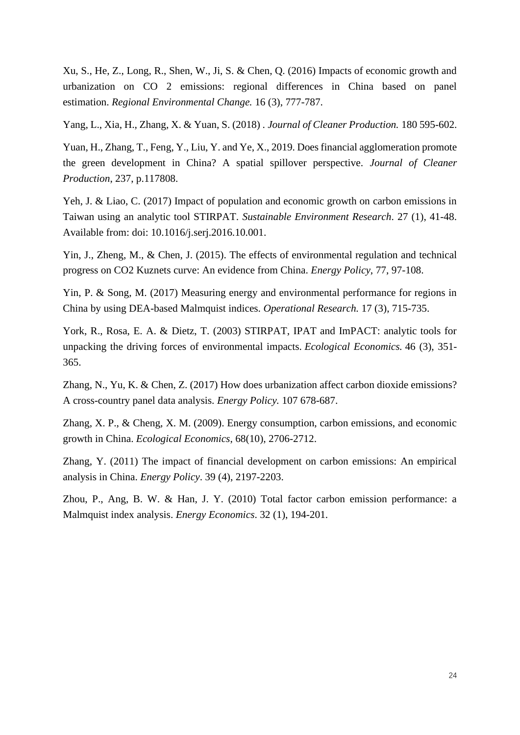Xu, S., He, Z., Long, R., Shen, W., Ji, S. & Chen, Q. (2016) Impacts of economic growth and urbanization on CO 2 emissions: regional differences in China based on panel estimation. *Regional Environmental Change.* 16 (3), 777-787.

Yang, L., Xia, H., Zhang, X. & Yuan, S. (2018) . *Journal of Cleaner Production.* 180 595-602.

Yuan, H., Zhang, T., Feng, Y., Liu, Y. and Ye, X., 2019. Does financial agglomeration promote the green development in China? A spatial spillover perspective. *Journal of Cleaner Production*, 237, p.117808.

Yeh, J. & Liao, C. (2017) Impact of population and economic growth on carbon emissions in Taiwan using an analytic tool STIRPAT. *Sustainable Environment Research*. 27 (1), 41-48. Available from: doi: 10.1016/j.serj.2016.10.001.

Yin, J., Zheng, M., & Chen, J. (2015). The effects of environmental regulation and technical progress on CO2 Kuznets curve: An evidence from China. *Energy Policy*, 77, 97-108.

Yin, P. & Song, M. (2017) Measuring energy and environmental performance for regions in China by using DEA-based Malmquist indices. *Operational Research.* 17 (3), 715-735.

York, R., Rosa, E. A. & Dietz, T. (2003) STIRPAT, IPAT and ImPACT: analytic tools for unpacking the driving forces of environmental impacts. *Ecological Economics.* 46 (3), 351-365.

Zhang, N., Yu, K. & Chen, Z. (2017) How does urbanization affect carbon dioxide emissions? A cross-country panel data analysis. *Energy Policy.* 107 678-687.

Zhang, X. P., & Cheng, X. M. (2009). Energy consumption, carbon emissions, and economic growth in China. *Ecological Economics*, 68(10), 2706-2712.

Zhang, Y. (2011) The impact of financial development on carbon emissions: An empirical analysis in China. *Energy Policy*. 39 (4), 2197-2203.

Zhou, P., Ang, B. W. & Han, J. Y. (2010) Total factor carbon emission performance: a Malmquist index analysis. *Energy Economics*. 32 (1), 194-201.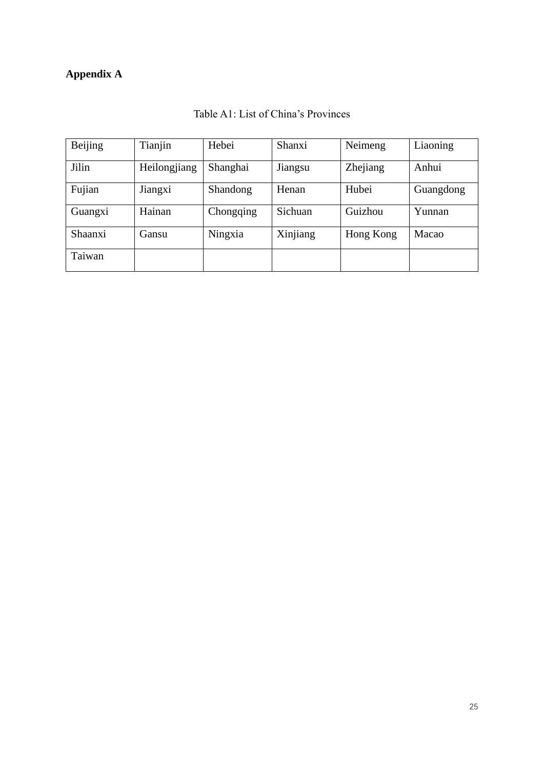**Appendix A**

Table A1: List of China's Provinces

| | | | | | |
|---|---|---|---|---|---|
| Beijing | Tianjin | Hebei | Shanxi | Neimeng | Liaoning |
| Jilin | Heilongjiang | Shanghai | Jiangsu | Zhejiang | Anhui |
| Fujian | Jiangxi | Shandong | Henan | Hubei | Guangdong |
| Guangxi | Hainan | Chongqing | Sichuan | Guizhou | Yunnan |
| Shaanxi | Gansu | Ningxia | Xinjiang | Hong Kong | Macao |
| Taiwan | | | | | |